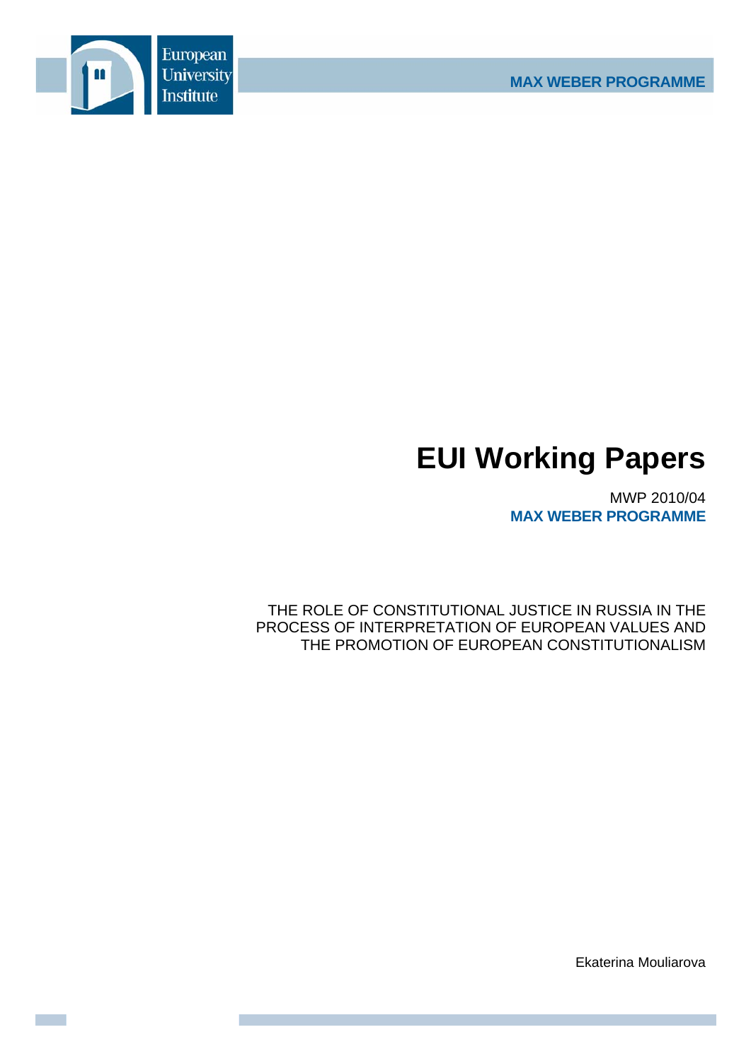European University Institute

MAX WEBER PROGRAMME

# EUI Working Papers

MWP 2010/04

**MAX WEBER PROGRAMME**

THE ROLE OF CONSTITUTIONAL JUSTICE IN RUSSIA IN THE PROCESS OF INTERPRETATION OF EUROPEAN VALUES AND THE PROMOTION OF EUROPEAN CONSTITUTIONALISM

Ekaterina Mouliarova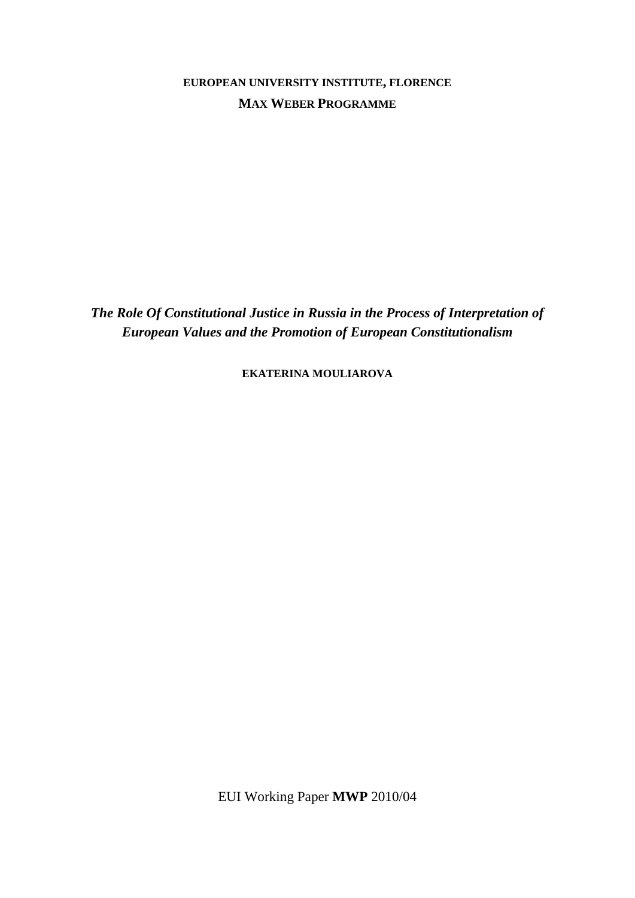**EUROPEAN UNIVERSITY INSTITUTE, FLORENCE**

**MAX WEBER PROGRAMME**

# *The Role Of Constitutional Justice in Russia in the Process of Interpretation of European Values and the Promotion of European Constitutionalism*

**EKATERINA MOULIAROVA**

EUI Working Paper **MWP** 2010/04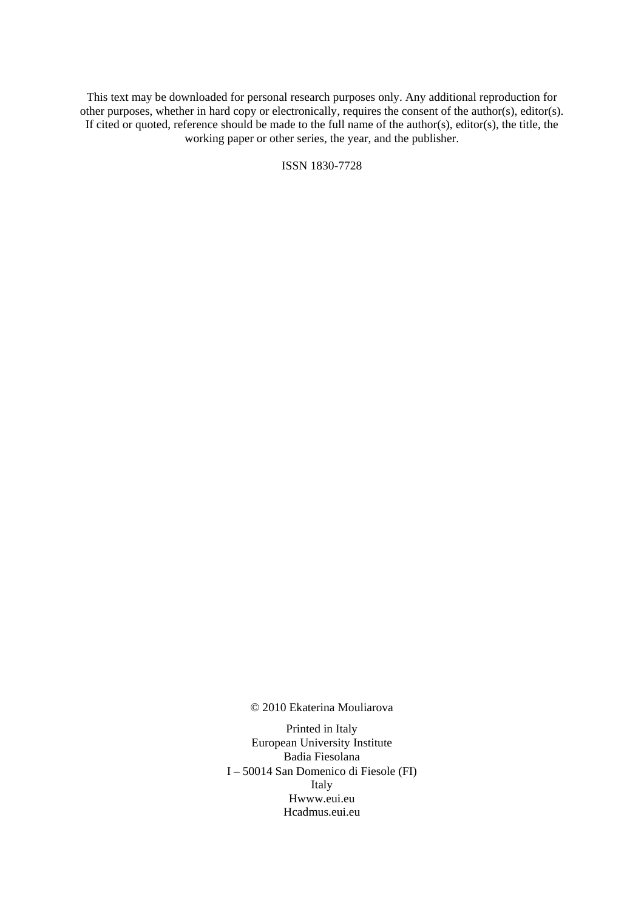This text may be downloaded for personal research purposes only. Any additional reproduction for other purposes, whether in hard copy or electronically, requires the consent of the author(s), editor(s). If cited or quoted, reference should be made to the full name of the author(s), editor(s), the title, the working paper or other series, the year, and the publisher.

ISSN 1830-7728

© 2010 Ekaterina Mouliarova

Printed in Italy
European University Institute
Badia Fiesolana
I – 50014 San Domenico di Fiesole (FI)
Italy
Hwww.eui.eu
Hcadmus.eui.eu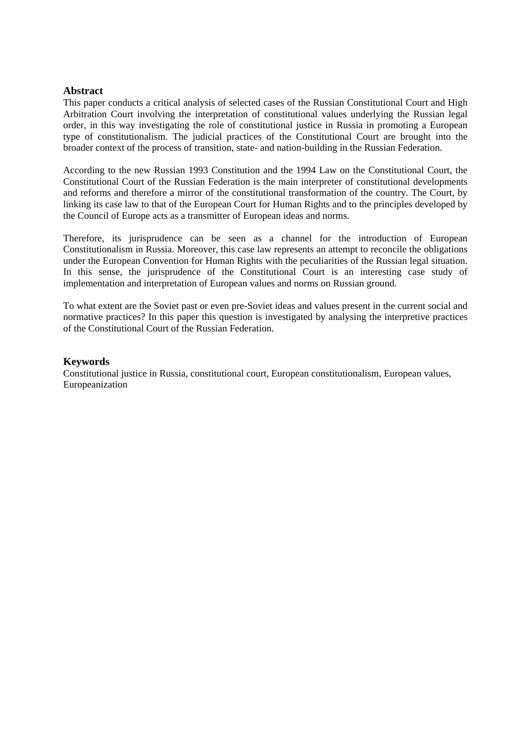## Abstract

This paper conducts a critical analysis of selected cases of the Russian Constitutional Court and High Arbitration Court involving the interpretation of constitutional values underlying the Russian legal order, in this way investigating the role of constitutional justice in Russia in promoting a European type of constitutionalism. The judicial practices of the Constitutional Court are brought into the broader context of the process of transition, state- and nation-building in the Russian Federation.

According to the new Russian 1993 Constitution and the 1994 Law on the Constitutional Court, the Constitutional Court of the Russian Federation is the main interpreter of constitutional developments and reforms and therefore a mirror of the constitutional transformation of the country. The Court, by linking its case law to that of the European Court for Human Rights and to the principles developed by the Council of Europe acts as a transmitter of European ideas and norms.

Therefore, its jurisprudence can be seen as a channel for the introduction of European Constitutionalism in Russia. Moreover, this case law represents an attempt to reconcile the obligations under the European Convention for Human Rights with the peculiarities of the Russian legal situation. In this sense, the jurisprudence of the Constitutional Court is an interesting case study of implementation and interpretation of European values and norms on Russian ground.

To what extent are the Soviet past or even pre-Soviet ideas and values present in the current social and normative practices? In this paper this question is investigated by analysing the interpretive practices of the Constitutional Court of the Russian Federation.

## Keywords

Constitutional justice in Russia, constitutional court, European constitutionalism, European values, Europeanization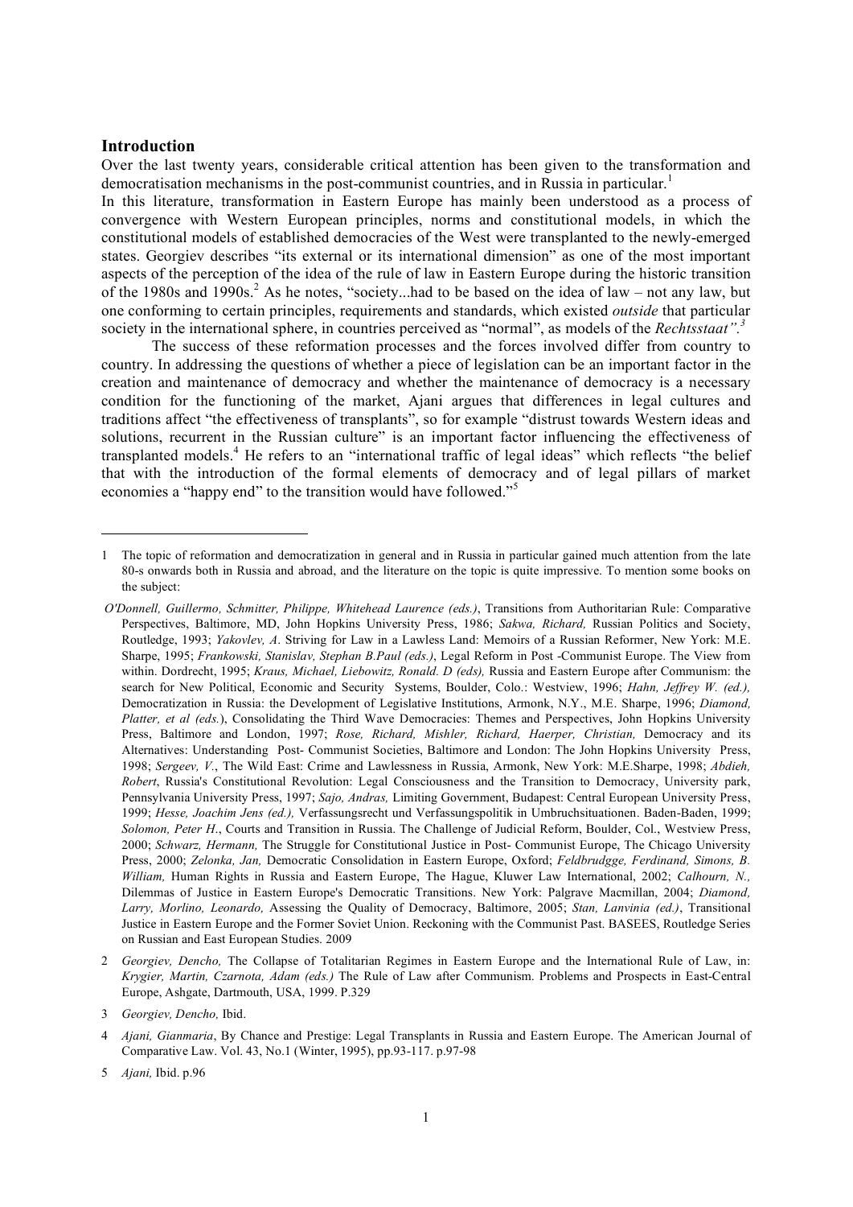## Introduction

Over the last twenty years, considerable critical attention has been given to the transformation and democratisation mechanisms in the post-communist countries, and in Russia in particular.[1]

In this literature, transformation in Eastern Europe has mainly been understood as a process of convergence with Western European principles, norms and constitutional models, in which the constitutional models of established democracies of the West were transplanted to the newly-emerged states. Georgiev describes "its external or its international dimension" as one of the most important aspects of the perception of the idea of the rule of law in Eastern Europe during the historic transition of the 1980s and 1990s.[2] As he notes, "society...had to be based on the idea of law – not any law, but one conforming to certain principles, requirements and standards, which existed *outside* that particular society in the international sphere, in countries perceived as "normal", as models of the *Rechtsstaat".*[3]

The success of these reformation processes and the forces involved differ from country to country. In addressing the questions of whether a piece of legislation can be an important factor in the creation and maintenance of democracy and whether the maintenance of democracy is a necessary condition for the functioning of the market, Ajani argues that differences in legal cultures and traditions affect "the effectiveness of transplants", so for example "distrust towards Western ideas and solutions, recurrent in the Russian culture" is an important factor influencing the effectiveness of transplanted models.[4] He refers to an "international traffic of legal ideas" which reflects "the belief that with the introduction of the formal elements of democracy and of legal pillars of market economies a "happy end" to the transition would have followed."[5]

---

1 The topic of reformation and democratization in general and in Russia in particular gained much attention from the late 80-s onwards both in Russia and abroad, and the literature on the topic is quite impressive. To mention some books on the subject:

*O'Donnell, Guillermo, Schmitter, Philippe, Whitehead Laurence (eds.)*, Transitions from Authoritarian Rule: Comparative Perspectives, Baltimore, MD, John Hopkins University Press, 1986; *Sakwa, Richard,* Russian Politics and Society, Routledge, 1993; *Yakovlev, A*. Striving for Law in a Lawless Land: Memoirs of a Russian Reformer, New York: M.E. Sharpe, 1995; *Frankowski, Stanislav, Stephan B.Paul (eds.)*, Legal Reform in Post -Communist Europe. The View from within. Dordrecht, 1995; *Kraus, Michael, Liebowitz, Ronald. D (eds),* Russia and Eastern Europe after Communism: the search for New Political, Economic and Security Systems, Boulder, Colo.: Westview, 1996; *Hahn, Jeffrey W. (ed.),* Democratization in Russia: the Development of Legislative Institutions, Armonk, N.Y., M.E. Sharpe, 1996; *Diamond, Platter, et al (eds.*), Consolidating the Third Wave Democracies: Themes and Perspectives, John Hopkins University Press, Baltimore and London, 1997; *Rose, Richard, Mishler, Richard, Haerper, Christian,* Democracy and its Alternatives: Understanding Post- Communist Societies, Baltimore and London: The John Hopkins University Press, 1998; *Sergeev, V.*, The Wild East: Crime and Lawlessness in Russia, Armonk, New York: M.E.Sharpe, 1998; *Abdieh, Robert*, Russia's Constitutional Revolution: Legal Consciousness and the Transition to Democracy, University park, Pennsylvania University Press, 1997; *Sajo, Andras,* Limiting Government, Budapest: Central European University Press, 1999; *Hesse, Joachim Jens (ed.),* Verfassungsrecht und Verfassungspolitik in Umbruchsituationen. Baden-Baden, 1999; *Solomon, Peter H*., Courts and Transition in Russia. The Challenge of Judicial Reform, Boulder, Col., Westview Press, 2000; *Schwarz, Hermann,* The Struggle for Constitutional Justice in Post- Communist Europe, The Chicago University Press, 2000; *Zelonka, Jan,* Democratic Consolidation in Eastern Europe, Oxford; *Feldbrudgge, Ferdinand, Simons, B. William,* Human Rights in Russia and Eastern Europe, The Hague, Kluwer Law International, 2002; *Calhourn, N.,* Dilemmas of Justice in Eastern Europe's Democratic Transitions. New York: Palgrave Macmillan, 2004; *Diamond, Larry, Morlino, Leonardo,* Assessing the Quality of Democracy, Baltimore, 2005; *Stan, Lanvinia (ed.)*, Transitional Justice in Eastern Europe and the Former Soviet Union. Reckoning with the Communist Past. BASEES, Routledge Series on Russian and East European Studies. 2009

2 *Georgiev, Dencho,* The Collapse of Totalitarian Regimes in Eastern Europe and the International Rule of Law, in: *Krygier, Martin, Czarnota, Adam (eds.)* The Rule of Law after Communism. Problems and Prospects in East-Central Europe, Ashgate, Dartmouth, USA, 1999. P.329

3 *Georgiev, Dencho,* Ibid.

4 *Ajani, Gianmaria*, By Chance and Prestige: Legal Transplants in Russia and Eastern Europe. The American Journal of Comparative Law. Vol. 43, No.1 (Winter, 1995), pp.93-117. p.97-98

5 *Ajani,* Ibid. p.96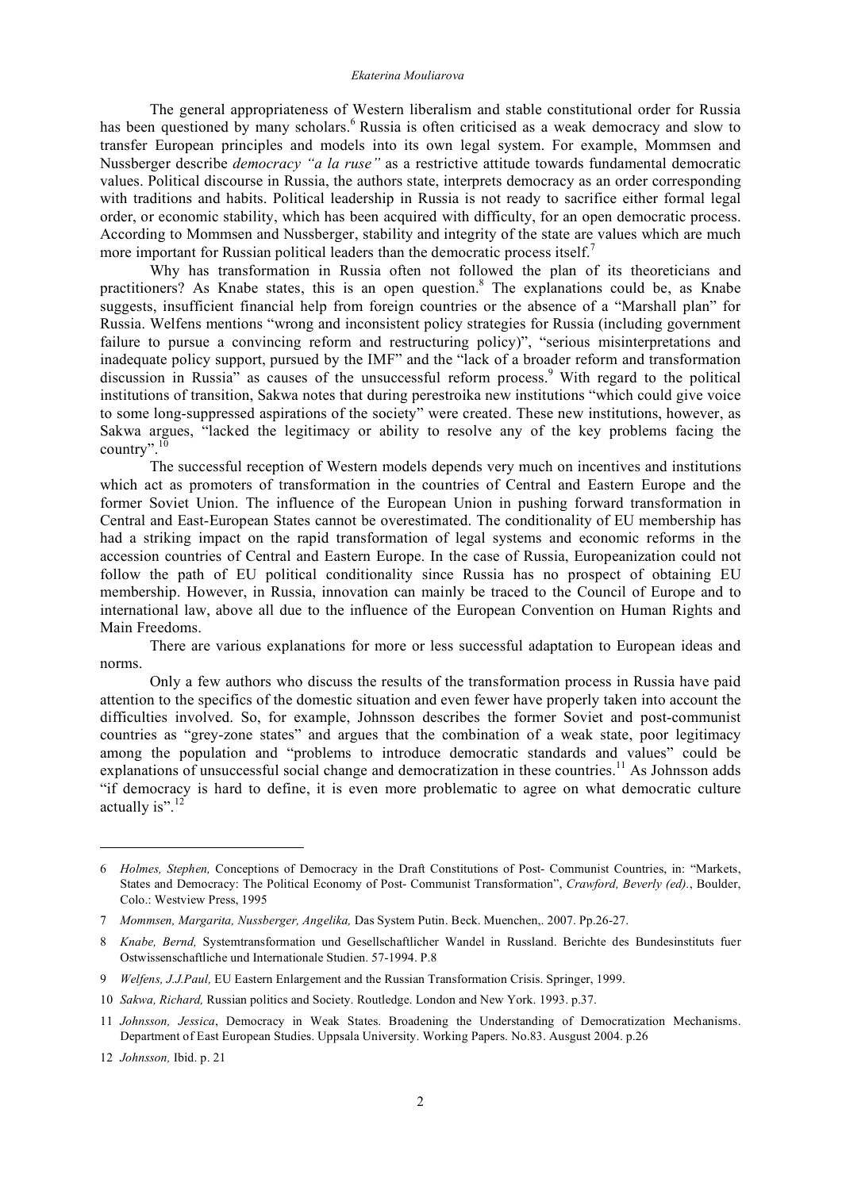The general appropriateness of Western liberalism and stable constitutional order for Russia has been questioned by many scholars.[6] Russia is often criticised as a weak democracy and slow to transfer European principles and models into its own legal system. For example, Mommsen and Nussberger describe *democracy "a la ruse"* as a restrictive attitude towards fundamental democratic values. Political discourse in Russia, the authors state, interprets democracy as an order corresponding with traditions and habits. Political leadership in Russia is not ready to sacrifice either formal legal order, or economic stability, which has been acquired with difficulty, for an open democratic process. According to Mommsen and Nussberger, stability and integrity of the state are values which are much more important for Russian political leaders than the democratic process itself.[7]

Why has transformation in Russia often not followed the plan of its theoreticians and practitioners? As Knabe states, this is an open question.[8] The explanations could be, as Knabe suggests, insufficient financial help from foreign countries or the absence of a "Marshall plan" for Russia. Welfens mentions "wrong and inconsistent policy strategies for Russia (including government failure to pursue a convincing reform and restructuring policy)", "serious misinterpretations and inadequate policy support, pursued by the IMF" and the "lack of a broader reform and transformation discussion in Russia" as causes of the unsuccessful reform process.[9] With regard to the political institutions of transition, Sakwa notes that during perestroika new institutions "which could give voice to some long-suppressed aspirations of the society" were created. These new institutions, however, as Sakwa argues, "lacked the legitimacy or ability to resolve any of the key problems facing the country".[10]

The successful reception of Western models depends very much on incentives and institutions which act as promoters of transformation in the countries of Central and Eastern Europe and the former Soviet Union. The influence of the European Union in pushing forward transformation in Central and East-European States cannot be overestimated. The conditionality of EU membership has had a striking impact on the rapid transformation of legal systems and economic reforms in the accession countries of Central and Eastern Europe. In the case of Russia, Europeanization could not follow the path of EU political conditionality since Russia has no prospect of obtaining EU membership. However, in Russia, innovation can mainly be traced to the Council of Europe and to international law, above all due to the influence of the European Convention on Human Rights and Main Freedoms.

There are various explanations for more or less successful adaptation to European ideas and norms.

Only a few authors who discuss the results of the transformation process in Russia have paid attention to the specifics of the domestic situation and even fewer have properly taken into account the difficulties involved. So, for example, Johnsson describes the former Soviet and post-communist countries as "grey-zone states" and argues that the combination of a weak state, poor legitimacy among the population and "problems to introduce democratic standards and values" could be explanations of unsuccessful social change and democratization in these countries.[11] As Johnsson adds "if democracy is hard to define, it is even more problematic to agree on what democratic culture actually is".[12]

---

6 *Holmes, Stephen,* Conceptions of Democracy in the Draft Constitutions of Post- Communist Countries, in: "Markets, States and Democracy: The Political Economy of Post- Communist Transformation", *Crawford, Beverly (ed).*, Boulder, Colo.: Westview Press, 1995

7 *Mommsen, Margarita, Nussberger, Angelika,* Das System Putin. Beck. Muenchen,. 2007. Pp.26-27.

8 *Knabe, Bernd,* Systemtransformation und Gesellschaftlicher Wandel in Russland. Berichte des Bundesinstituts fuer Ostwissenschaftliche und Internationale Studien. 57-1994. P.8

9 *Welfens, J.J.Paul,* EU Eastern Enlargement and the Russian Transformation Crisis. Springer, 1999.

10 *Sakwa, Richard,* Russian politics and Society. Routledge. London and New York. 1993. p.37.

11 *Johnsson, Jessica*, Democracy in Weak States. Broadening the Understanding of Democratization Mechanisms. Department of East European Studies. Uppsala University. Working Papers. No.83. Ausgust 2004. p.26

12 *Johnsson,* Ibid. p. 21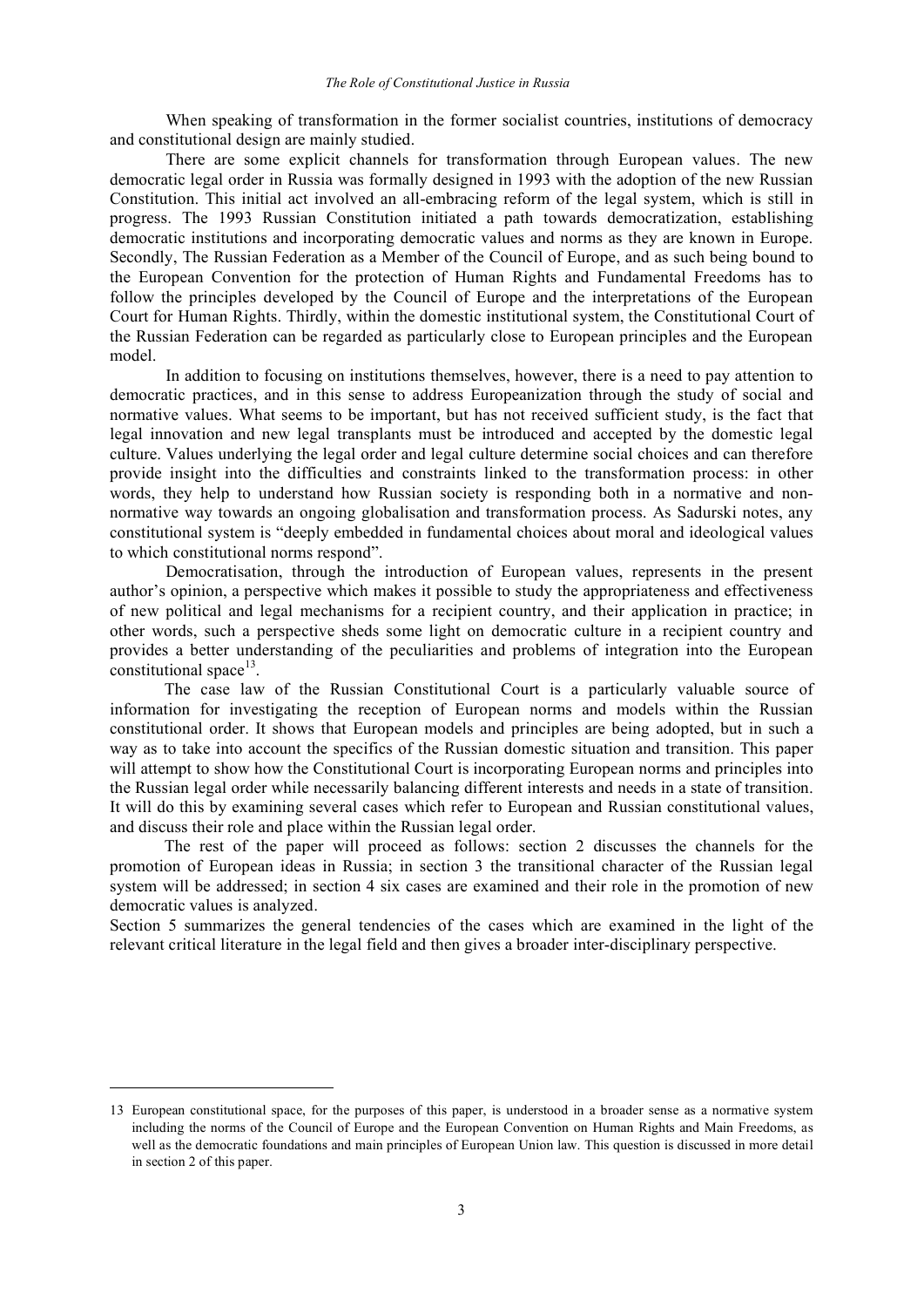When speaking of transformation in the former socialist countries, institutions of democracy and constitutional design are mainly studied.

There are some explicit channels for transformation through European values. The new democratic legal order in Russia was formally designed in 1993 with the adoption of the new Russian Constitution. This initial act involved an all-embracing reform of the legal system, which is still in progress. The 1993 Russian Constitution initiated a path towards democratization, establishing democratic institutions and incorporating democratic values and norms as they are known in Europe. Secondly, The Russian Federation as a Member of the Council of Europe, and as such being bound to the European Convention for the protection of Human Rights and Fundamental Freedoms has to follow the principles developed by the Council of Europe and the interpretations of the European Court for Human Rights. Thirdly, within the domestic institutional system, the Constitutional Court of the Russian Federation can be regarded as particularly close to European principles and the European model.

In addition to focusing on institutions themselves, however, there is a need to pay attention to democratic practices, and in this sense to address Europeanization through the study of social and normative values. What seems to be important, but has not received sufficient study, is the fact that legal innovation and new legal transplants must be introduced and accepted by the domestic legal culture. Values underlying the legal order and legal culture determine social choices and can therefore provide insight into the difficulties and constraints linked to the transformation process: in other words, they help to understand how Russian society is responding both in a normative and non-normative way towards an ongoing globalisation and transformation process. As Sadurski notes, any constitutional system is "deeply embedded in fundamental choices about moral and ideological values to which constitutional norms respond".

Democratisation, through the introduction of European values, represents in the present author's opinion, a perspective which makes it possible to study the appropriateness and effectiveness of new political and legal mechanisms for a recipient country, and their application in practice; in other words, such a perspective sheds some light on democratic culture in a recipient country and provides a better understanding of the peculiarities and problems of integration into the European constitutional space[13].

The case law of the Russian Constitutional Court is a particularly valuable source of information for investigating the reception of European norms and models within the Russian constitutional order. It shows that European models and principles are being adopted, but in such a way as to take into account the specifics of the Russian domestic situation and transition. This paper will attempt to show how the Constitutional Court is incorporating European norms and principles into the Russian legal order while necessarily balancing different interests and needs in a state of transition. It will do this by examining several cases which refer to European and Russian constitutional values, and discuss their role and place within the Russian legal order.

The rest of the paper will proceed as follows: section 2 discusses the channels for the promotion of European ideas in Russia; in section 3 the transitional character of the Russian legal system will be addressed; in section 4 six cases are examined and their role in the promotion of new democratic values is analyzed.
Section 5 summarizes the general tendencies of the cases which are examined in the light of the relevant critical literature in the legal field and then gives a broader inter-disciplinary perspective.

---

13 European constitutional space, for the purposes of this paper, is understood in a broader sense as a normative system including the norms of the Council of Europe and the European Convention on Human Rights and Main Freedoms, as well as the democratic foundations and main principles of European Union law. This question is discussed in more detail in section 2 of this paper.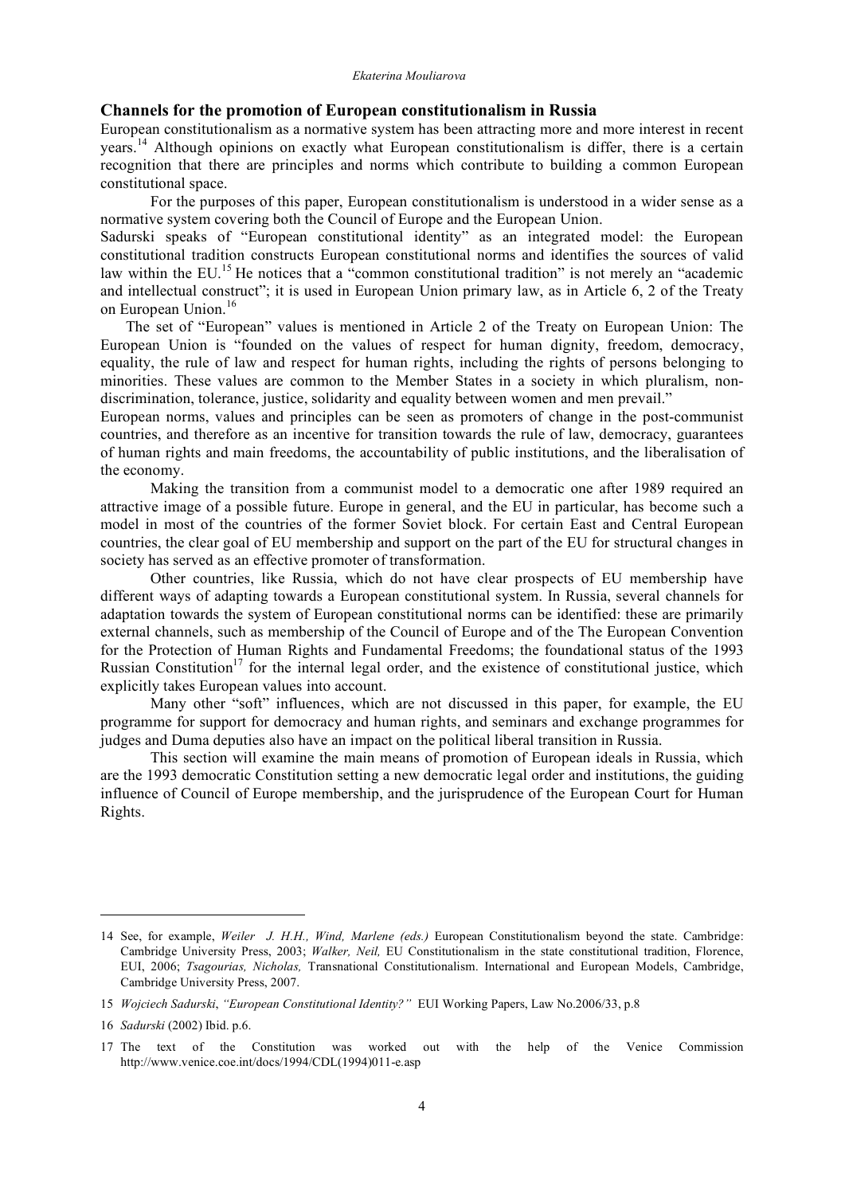## Channels for the promotion of European constitutionalism in Russia

European constitutionalism as a normative system has been attracting more and more interest in recent years.[14] Although opinions on exactly what European constitutionalism is differ, there is a certain recognition that there are principles and norms which contribute to building a common European constitutional space.

For the purposes of this paper, European constitutionalism is understood in a wider sense as a normative system covering both the Council of Europe and the European Union.

Sadurski speaks of "European constitutional identity" as an integrated model: the European constitutional tradition constructs European constitutional norms and identifies the sources of valid law within the EU.[15] He notices that a "common constitutional tradition" is not merely an "academic and intellectual construct"; it is used in European Union primary law, as in Article 6, 2 of the Treaty on European Union.[16]

The set of "European" values is mentioned in Article 2 of the Treaty on European Union: The European Union is "founded on the values of respect for human dignity, freedom, democracy, equality, the rule of law and respect for human rights, including the rights of persons belonging to minorities. These values are common to the Member States in a society in which pluralism, non-discrimination, tolerance, justice, solidarity and equality between women and men prevail."

European norms, values and principles can be seen as promoters of change in the post-communist countries, and therefore as an incentive for transition towards the rule of law, democracy, guarantees of human rights and main freedoms, the accountability of public institutions, and the liberalisation of the economy.

Making the transition from a communist model to a democratic one after 1989 required an attractive image of a possible future. Europe in general, and the EU in particular, has become such a model in most of the countries of the former Soviet block. For certain East and Central European countries, the clear goal of EU membership and support on the part of the EU for structural changes in society has served as an effective promoter of transformation.

Other countries, like Russia, which do not have clear prospects of EU membership have different ways of adapting towards a European constitutional system. In Russia, several channels for adaptation towards the system of European constitutional norms can be identified: these are primarily external channels, such as membership of the Council of Europe and of the The European Convention for the Protection of Human Rights and Fundamental Freedoms; the foundational status of the 1993 Russian Constitution[17] for the internal legal order, and the existence of constitutional justice, which explicitly takes European values into account.

Many other "soft" influences, which are not discussed in this paper, for example, the EU programme for support for democracy and human rights, and seminars and exchange programmes for judges and Duma deputies also have an impact on the political liberal transition in Russia.

This section will examine the main means of promotion of European ideals in Russia, which are the 1993 democratic Constitution setting a new democratic legal order and institutions, the guiding influence of Council of Europe membership, and the jurisprudence of the European Court for Human Rights.

---

14 See, for example, *Weiler J. H.H., Wind, Marlene (eds.)* European Constitutionalism beyond the state. Cambridge: Cambridge University Press, 2003; *Walker, Neil,* EU Constitutionalism in the state constitutional tradition, Florence, EUI, 2006; *Tsagourias, Nicholas,* Transnational Constitutionalism. International and European Models, Cambridge, Cambridge University Press, 2007.

15 *Wojciech Sadurski*, *"European Constitutional Identity?"* EUI Working Papers, Law No.2006/33, p.8

16 *Sadurski* (2002) Ibid. p.6.

17 The text of the Constitution was worked out with the help of the Venice Commission http://www.venice.coe.int/docs/1994/CDL(1994)011-e.asp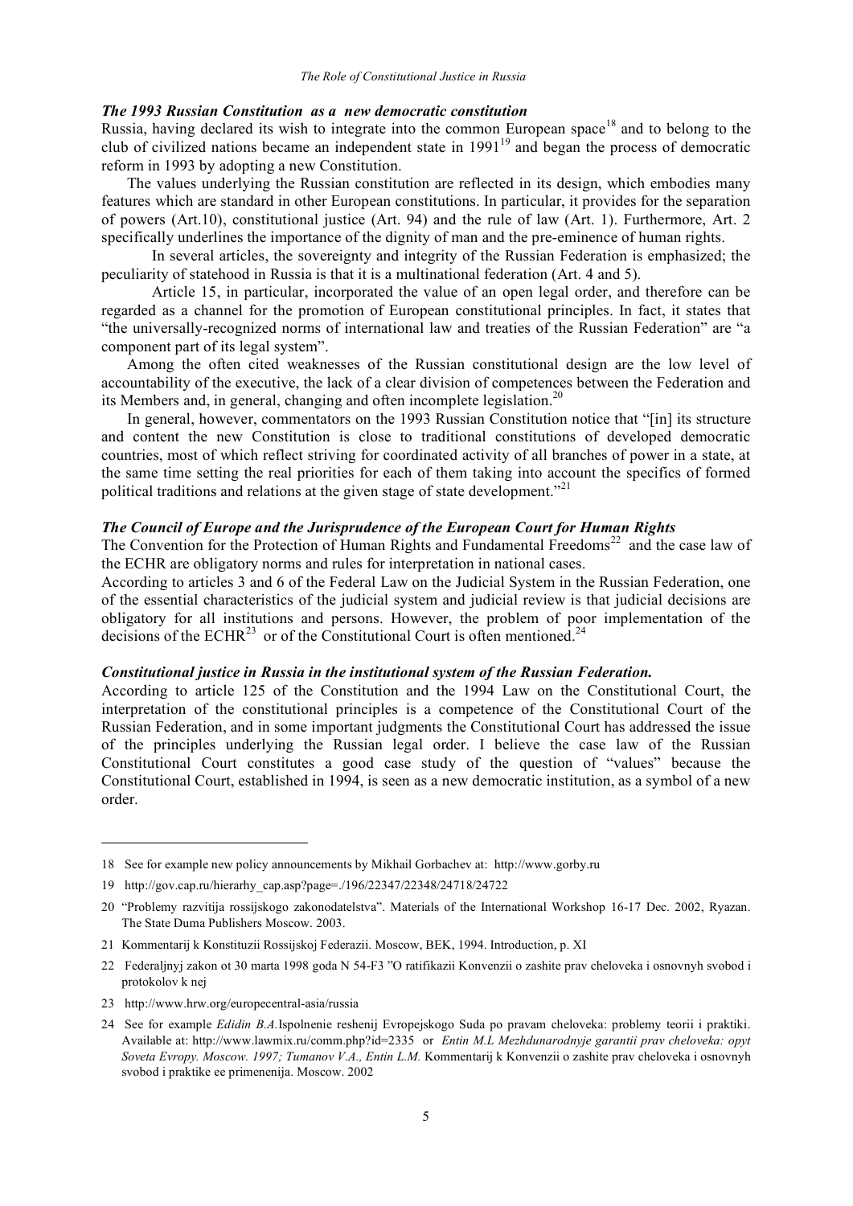### *The 1993 Russian Constitution as a new democratic constitution*

Russia, having declared its wish to integrate into the common European space[18] and to belong to the club of civilized nations became an independent state in 1991[19] and began the process of democratic reform in 1993 by adopting a new Constitution.

The values underlying the Russian constitution are reflected in its design, which embodies many features which are standard in other European constitutions. In particular, it provides for the separation of powers (Art.10), constitutional justice (Art. 94) and the rule of law (Art. 1). Furthermore, Art. 2 specifically underlines the importance of the dignity of man and the pre-eminence of human rights.

In several articles, the sovereignty and integrity of the Russian Federation is emphasized; the peculiarity of statehood in Russia is that it is a multinational federation (Art. 4 and 5).

Article 15, in particular, incorporated the value of an open legal order, and therefore can be regarded as a channel for the promotion of European constitutional principles. In fact, it states that "the universally-recognized norms of international law and treaties of the Russian Federation" are "a component part of its legal system".

Among the often cited weaknesses of the Russian constitutional design are the low level of accountability of the executive, the lack of a clear division of competences between the Federation and its Members and, in general, changing and often incomplete legislation.[20]

In general, however, commentators on the 1993 Russian Constitution notice that "[in] its structure and content the new Constitution is close to traditional constitutions of developed democratic countries, most of which reflect striving for coordinated activity of all branches of power in a state, at the same time setting the real priorities for each of them taking into account the specifics of formed political traditions and relations at the given stage of state development."[21]

### *The Council of Europe and the Jurisprudence of the European Court for Human Rights*

The Convention for the Protection of Human Rights and Fundamental Freedoms[22] and the case law of the ECHR are obligatory norms and rules for interpretation in national cases.

According to articles 3 and 6 of the Federal Law on the Judicial System in the Russian Federation, one of the essential characteristics of the judicial system and judicial review is that judicial decisions are obligatory for all institutions and persons. However, the problem of poor implementation of the decisions of the ECHR[23] or of the Constitutional Court is often mentioned.[24]

### *Constitutional justice in Russia in the institutional system of the Russian Federation.*

According to article 125 of the Constitution and the 1994 Law on the Constitutional Court, the interpretation of the constitutional principles is a competence of the Constitutional Court of the Russian Federation, and in some important judgments the Constitutional Court has addressed the issue of the principles underlying the Russian legal order. I believe the case law of the Russian Constitutional Court constitutes a good case study of the question of "values" because the Constitutional Court, established in 1994, is seen as a new democratic institution, as a symbol of a new order.

---

18 See for example new policy announcements by Mikhail Gorbachev at: http://www.gorby.ru

19 http://gov.cap.ru/hierarhy_cap.asp?page=./196/22347/22348/24718/24722

20 "Problemy razvitija rossijskogo zakonodatelstva". Materials of the International Workshop 16-17 Dec. 2002, Ryazan. The State Duma Publishers Moscow. 2003.

21 Kommentarij k Konstituzii Rossijskoj Federazii. Moscow, BEK, 1994. Introduction, p. XI

22 Federaljnyj zakon ot 30 marta 1998 goda N 54-F3 "O ratifikazii Konvenzii o zashite prav cheloveka i osnovnyh svobod i protokolov k nej

23 http://www.hrw.org/europecentral-asia/russia

24 See for example *Edidin B.A.* Ispolnenie reshenij Evropejskogo Suda po pravam cheloveka: problemy teorii i praktiki. Available at: http://www.lawmix.ru/comm.php?id=2335 or *Entin M.L Mezhdunarodnyje garantii prav cheloveka: opyt Soveta Evropy. Moscow. 1997; Tumanov V.A., Entin L.M.* Kommentarij k Konvenzii o zashite prav cheloveka i osnovnyh svobod i praktike ee primenenija. Moscow. 2002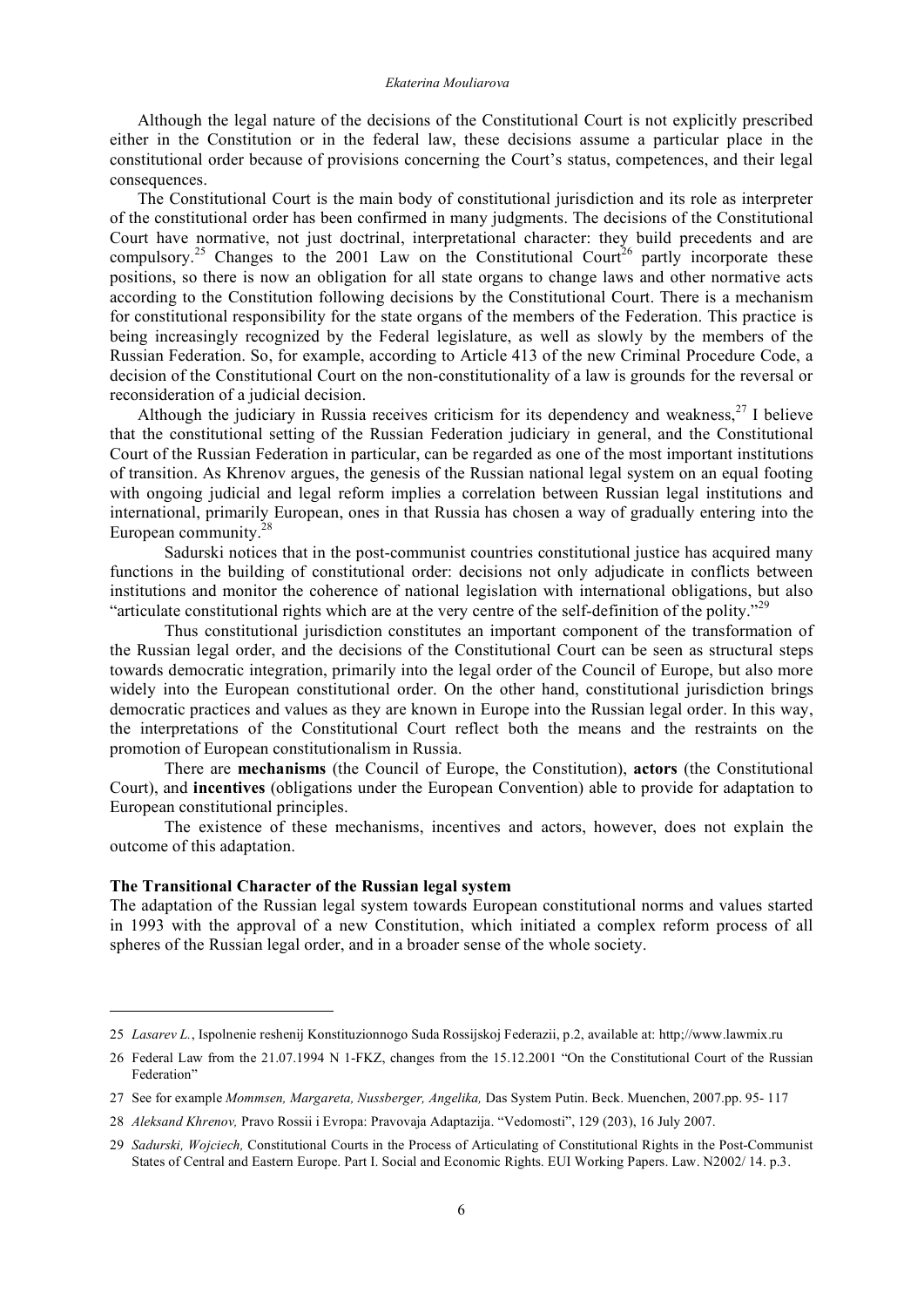Although the legal nature of the decisions of the Constitutional Court is not explicitly prescribed either in the Constitution or in the federal law, these decisions assume a particular place in the constitutional order because of provisions concerning the Court's status, competences, and their legal consequences.

The Constitutional Court is the main body of constitutional jurisdiction and its role as interpreter of the constitutional order has been confirmed in many judgments. The decisions of the Constitutional Court have normative, not just doctrinal, interpretational character: they build precedents and are compulsory.[25] Changes to the 2001 Law on the Constitutional Court[26] partly incorporate these positions, so there is now an obligation for all state organs to change laws and other normative acts according to the Constitution following decisions by the Constitutional Court. There is a mechanism for constitutional responsibility for the state organs of the members of the Federation. This practice is being increasingly recognized by the Federal legislature, as well as slowly by the members of the Russian Federation. So, for example, according to Article 413 of the new Criminal Procedure Code, a decision of the Constitutional Court on the non-constitutionality of a law is grounds for the reversal or reconsideration of a judicial decision.

Although the judiciary in Russia receives criticism for its dependency and weakness,[27] I believe that the constitutional setting of the Russian Federation judiciary in general, and the Constitutional Court of the Russian Federation in particular, can be regarded as one of the most important institutions of transition. As Khrenov argues, the genesis of the Russian national legal system on an equal footing with ongoing judicial and legal reform implies a correlation between Russian legal institutions and international, primarily European, ones in that Russia has chosen a way of gradually entering into the European community.[28]

Sadurski notices that in the post-communist countries constitutional justice has acquired many functions in the building of constitutional order: decisions not only adjudicate in conflicts between institutions and monitor the coherence of national legislation with international obligations, but also "articulate constitutional rights which are at the very centre of the self-definition of the polity."[29]

Thus constitutional jurisdiction constitutes an important component of the transformation of the Russian legal order, and the decisions of the Constitutional Court can be seen as structural steps towards democratic integration, primarily into the legal order of the Council of Europe, but also more widely into the European constitutional order. On the other hand, constitutional jurisdiction brings democratic practices and values as they are known in Europe into the Russian legal order. In this way, the interpretations of the Constitutional Court reflect both the means and the restraints on the promotion of European constitutionalism in Russia.

There are **mechanisms** (the Council of Europe, the Constitution), **actors** (the Constitutional Court), and **incentives** (obligations under the European Convention) able to provide for adaptation to European constitutional principles.

The existence of these mechanisms, incentives and actors, however, does not explain the outcome of this adaptation.

## The Transitional Character of the Russian legal system

The adaptation of the Russian legal system towards European constitutional norms and values started in 1993 with the approval of a new Constitution, which initiated a complex reform process of all spheres of the Russian legal order, and in a broader sense of the whole society.

---

25 *Lasarev L.*, Ispolnenie reshenij Konstituzionnogo Suda Rossijskoj Federazii, p.2, available at: http;//www.lawmix.ru

26 Federal Law from the 21.07.1994 N 1-FKZ, changes from the 15.12.2001 "On the Constitutional Court of the Russian Federation"

27 See for example *Mommsen, Margareta, Nussberger, Angelika,* Das System Putin. Beck. Muenchen, 2007.pp. 95- 117

28 *Aleksand Khrenov,* Pravo Rossii i Evropa: Pravovaja Adaptazija. "Vedomosti", 129 (203), 16 July 2007.

29 *Sadurski, Wojciech,* Constitutional Courts in the Process of Articulating of Constitutional Rights in the Post-Communist States of Central and Eastern Europe. Part I. Social and Economic Rights. EUI Working Papers. Law. N2002/ 14. p.3.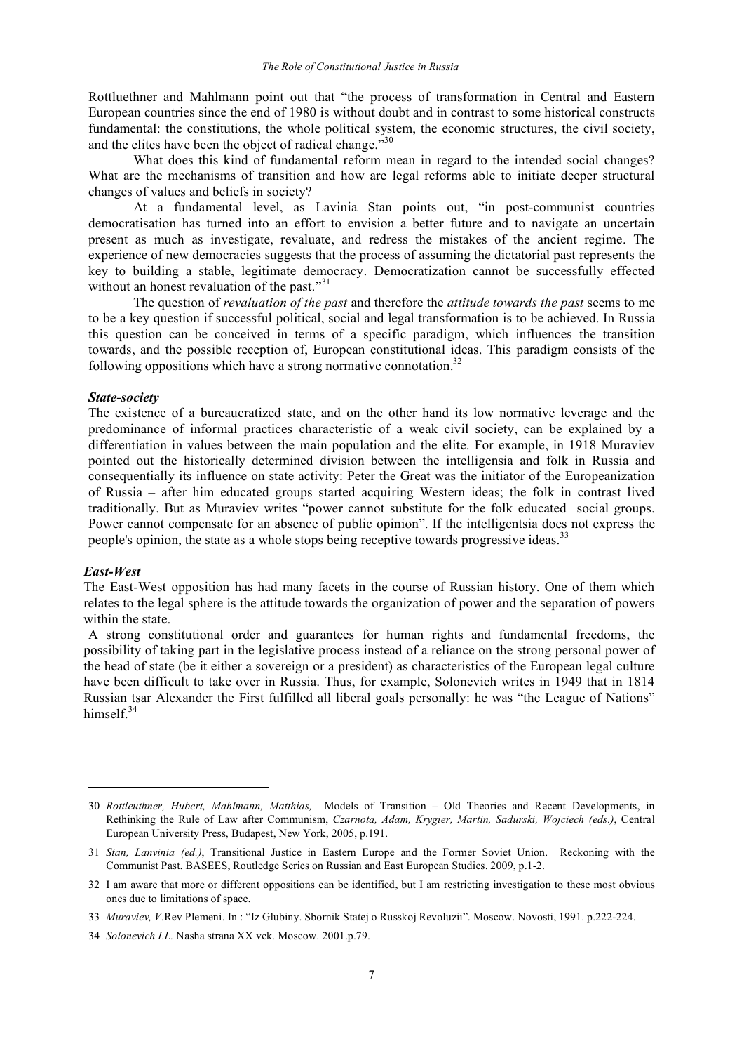Rottluethner and Mahlmann point out that "the process of transformation in Central and Eastern European countries since the end of 1980 is without doubt and in contrast to some historical constructs fundamental: the constitutions, the whole political system, the economic structures, the civil society, and the elites have been the object of radical change."[30]

What does this kind of fundamental reform mean in regard to the intended social changes? What are the mechanisms of transition and how are legal reforms able to initiate deeper structural changes of values and beliefs in society?

At a fundamental level, as Lavinia Stan points out, "in post-communist countries democratisation has turned into an effort to envision a better future and to navigate an uncertain present as much as investigate, revaluate, and redress the mistakes of the ancient regime. The experience of new democracies suggests that the process of assuming the dictatorial past represents the key to building a stable, legitimate democracy. Democratization cannot be successfully effected without an honest revaluation of the past."[31]

The question of *revaluation of the past* and therefore the *attitude towards the past* seems to me to be a key question if successful political, social and legal transformation is to be achieved. In Russia this question can be conceived in terms of a specific paradigm, which influences the transition towards, and the possible reception of, European constitutional ideas. This paradigm consists of the following oppositions which have a strong normative connotation.[32]

### *State-society*

The existence of a bureaucratized state, and on the other hand its low normative leverage and the predominance of informal practices characteristic of a weak civil society, can be explained by a differentiation in values between the main population and the elite. For example, in 1918 Muraviev pointed out the historically determined division between the intelligensia and folk in Russia and consequentially its influence on state activity: Peter the Great was the initiator of the Europeanization of Russia – after him educated groups started acquiring Western ideas; the folk in contrast lived traditionally. But as Muraviev writes "power cannot substitute for the folk educated social groups. Power cannot compensate for an absence of public opinion". If the intelligentsia does not express the people's opinion, the state as a whole stops being receptive towards progressive ideas.[33]

### *East-West*

The East-West opposition has had many facets in the course of Russian history. One of them which relates to the legal sphere is the attitude towards the organization of power and the separation of powers within the state.

A strong constitutional order and guarantees for human rights and fundamental freedoms, the possibility of taking part in the legislative process instead of a reliance on the strong personal power of the head of state (be it either a sovereign or a president) as characteristics of the European legal culture have been difficult to take over in Russia. Thus, for example, Solonevich writes in 1949 that in 1814 Russian tsar Alexander the First fulfilled all liberal goals personally: he was "the League of Nations" himself.[34]

---

30 *Rottleuthner, Hubert, Mahlmann, Matthias,* Models of Transition – Old Theories and Recent Developments, in Rethinking the Rule of Law after Communism, *Czarnota, Adam, Krygier, Martin, Sadurski, Wojciech (eds.)*, Central European University Press, Budapest, New York, 2005, p.191.

31 *Stan, Lanvinia (ed.)*, Transitional Justice in Eastern Europe and the Former Soviet Union. Reckoning with the Communist Past. BASEES, Routledge Series on Russian and East European Studies. 2009, p.1-2.

32 I am aware that more or different oppositions can be identified, but I am restricting investigation to these most obvious ones due to limitations of space.

33 *Muraviev, V.*Rev Plemeni. In : "Iz Glubiny. Sbornik Statej o Russkoj Revoluzii". Moscow. Novosti, 1991. p.222-224.

34 *Solonevich I.L.* Nasha strana XX vek. Moscow. 2001.p.79.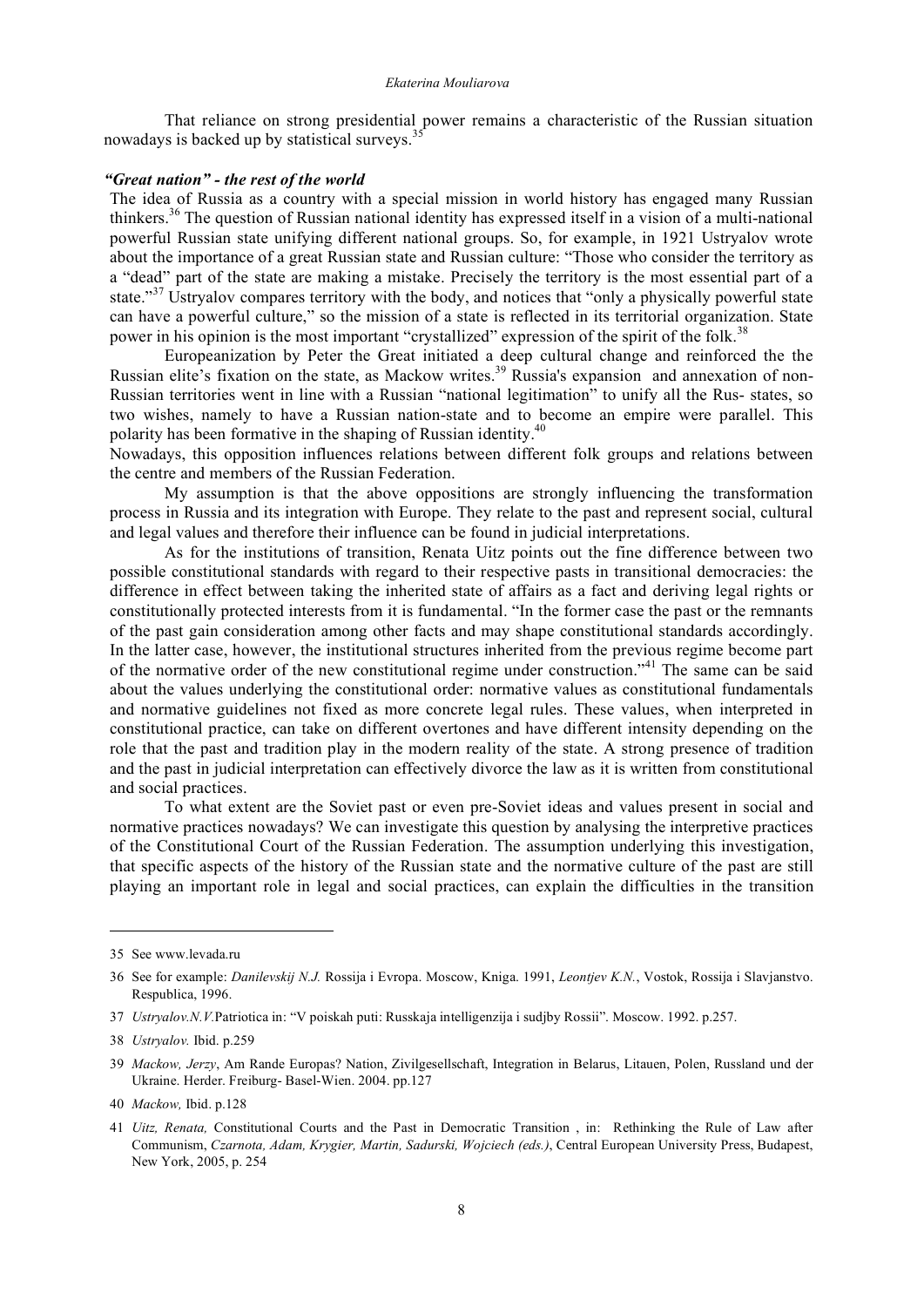That reliance on strong presidential power remains a characteristic of the Russian situation nowadays is backed up by statistical surveys.[35]

### *"Great nation" - the rest of the world*

The idea of Russia as a country with a special mission in world history has engaged many Russian thinkers.[36] The question of Russian national identity has expressed itself in a vision of a multi-national powerful Russian state unifying different national groups. So, for example, in 1921 Ustryalov wrote about the importance of a great Russian state and Russian culture: "Those who consider the territory as a "dead" part of the state are making a mistake. Precisely the territory is the most essential part of a state."[37] Ustryalov compares territory with the body, and notices that "only a physically powerful state can have a powerful culture," so the mission of a state is reflected in its territorial organization. State power in his opinion is the most important "crystallized" expression of the spirit of the folk.[38]

Europeanization by Peter the Great initiated a deep cultural change and reinforced the the Russian elite's fixation on the state, as Mackow writes.[39] Russia's expansion and annexation of non-Russian territories went in line with a Russian "national legitimation" to unify all the Rus- states, so two wishes, namely to have a Russian nation-state and to become an empire were parallel. This polarity has been formative in the shaping of Russian identity.[40]

Nowadays, this opposition influences relations between different folk groups and relations between the centre and members of the Russian Federation.

My assumption is that the above oppositions are strongly influencing the transformation process in Russia and its integration with Europe. They relate to the past and represent social, cultural and legal values and therefore their influence can be found in judicial interpretations.

As for the institutions of transition, Renata Uitz points out the fine difference between two possible constitutional standards with regard to their respective pasts in transitional democracies: the difference in effect between taking the inherited state of affairs as a fact and deriving legal rights or constitutionally protected interests from it is fundamental. "In the former case the past or the remnants of the past gain consideration among other facts and may shape constitutional standards accordingly. In the latter case, however, the institutional structures inherited from the previous regime become part of the normative order of the new constitutional regime under construction."[41] The same can be said about the values underlying the constitutional order: normative values as constitutional fundamentals and normative guidelines not fixed as more concrete legal rules. These values, when interpreted in constitutional practice, can take on different overtones and have different intensity depending on the role that the past and tradition play in the modern reality of the state. A strong presence of tradition and the past in judicial interpretation can effectively divorce the law as it is written from constitutional and social practices.

To what extent are the Soviet past or even pre-Soviet ideas and values present in social and normative practices nowadays? We can investigate this question by analysing the interpretive practices of the Constitutional Court of the Russian Federation. The assumption underlying this investigation, that specific aspects of the history of the Russian state and the normative culture of the past are still playing an important role in legal and social practices, can explain the difficulties in the transition

---

35 See www.levada.ru

36 See for example: *Danilevskij N.J.* Rossija i Evropa. Moscow, Kniga. 1991, *Leontjev K.N.*, Vostok, Rossija i Slavjanstvo. Respublica, 1996.

37 *Ustryalov.N.V.*Patriotica in: "V poiskah puti: Russkaja intelligenzija i sudjby Rossii". Moscow. 1992. p.257.

38 *Ustryalov.* Ibid. p.259

39 *Mackow, Jerzy*, Am Rande Europas? Nation, Zivilgesellschaft, Integration in Belarus, Litauen, Polen, Russland und der Ukraine. Herder. Freiburg- Basel-Wien. 2004. pp.127

40 *Mackow,* Ibid. p.128

41 *Uitz, Renata,* Constitutional Courts and the Past in Democratic Transition , in: Rethinking the Rule of Law after Communism, *Czarnota, Adam, Krygier, Martin, Sadurski, Wojciech (eds.)*, Central European University Press, Budapest, New York, 2005, p. 254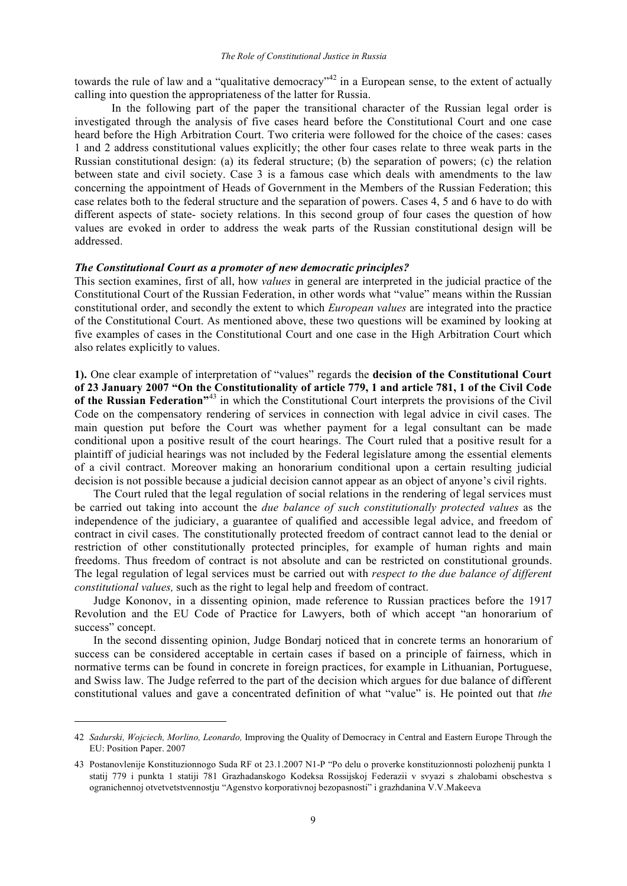towards the rule of law and a "qualitative democracy"[42] in a European sense, to the extent of actually calling into question the appropriateness of the latter for Russia.

In the following part of the paper the transitional character of the Russian legal order is investigated through the analysis of five cases heard before the Constitutional Court and one case heard before the High Arbitration Court. Two criteria were followed for the choice of the cases: cases 1 and 2 address constitutional values explicitly; the other four cases relate to three weak parts in the Russian constitutional design: (a) its federal structure; (b) the separation of powers; (c) the relation between state and civil society. Case 3 is a famous case which deals with amendments to the law concerning the appointment of Heads of Government in the Members of the Russian Federation; this case relates both to the federal structure and the separation of powers. Cases 4, 5 and 6 have to do with different aspects of state- society relations. In this second group of four cases the question of how values are evoked in order to address the weak parts of the Russian constitutional design will be addressed.

***The Constitutional Court as a promoter of new democratic principles?***

This section examines, first of all, how *values* in general are interpreted in the judicial practice of the Constitutional Court of the Russian Federation, in other words what "value" means within the Russian constitutional order, and secondly the extent to which *European values* are integrated into the practice of the Constitutional Court. As mentioned above, these two questions will be examined by looking at five examples of cases in the Constitutional Court and one case in the High Arbitration Court which also relates explicitly to values.

**1).** One clear example of interpretation of "values" regards the **decision of the Constitutional Court of 23 January 2007 "On the Constitutionality of article 779, 1 and article 781, 1 of the Civil Code of the Russian Federation"**[43] in which the Constitutional Court interprets the provisions of the Civil Code on the compensatory rendering of services in connection with legal advice in civil cases. The main question put before the Court was whether payment for a legal consultant can be made conditional upon a positive result of the court hearings. The Court ruled that a positive result for a plaintiff of judicial hearings was not included by the Federal legislature among the essential elements of a civil contract. Moreover making an honorarium conditional upon a certain resulting judicial decision is not possible because a judicial decision cannot appear as an object of anyone's civil rights.

The Court ruled that the legal regulation of social relations in the rendering of legal services must be carried out taking into account the *due balance of such constitutionally protected values* as the independence of the judiciary, a guarantee of qualified and accessible legal advice, and freedom of contract in civil cases. The constitutionally protected freedom of contract cannot lead to the denial or restriction of other constitutionally protected principles, for example of human rights and main freedoms. Thus freedom of contract is not absolute and can be restricted on constitutional grounds. The legal regulation of legal services must be carried out with *respect to the due balance of different constitutional values,* such as the right to legal help and freedom of contract.

Judge Kononov, in a dissenting opinion, made reference to Russian practices before the 1917 Revolution and the EU Code of Practice for Lawyers, both of which accept "an honorarium of success" concept.

In the second dissenting opinion, Judge Bondarj noticed that in concrete terms an honorarium of success can be considered acceptable in certain cases if based on a principle of fairness, which in normative terms can be found in concrete in foreign practices, for example in Lithuanian, Portuguese, and Swiss law. The Judge referred to the part of the decision which argues for due balance of different constitutional values and gave a concentrated definition of what "value" is. He pointed out that *the*

---

42 *Sadurski, Wojciech, Morlino, Leonardo,* Improving the Quality of Democracy in Central and Eastern Europe Through the EU: Position Paper. 2007

43 Postanovlenije Konstituzionnogo Suda RF ot 23.1.2007 N1-P "Po delu o proverke konstituzionnosti polozhenij punkta 1 statij 779 i punkta 1 statiji 781 Grazhadanskogo Kodeksa Rossijskoj Federazii v svyazi s zhalobami obschestva s ogranichennoj otvetvetstvennostju "Agenstvo korporativnoj bezopasnosti" i grazhdanina V.V.Makeeva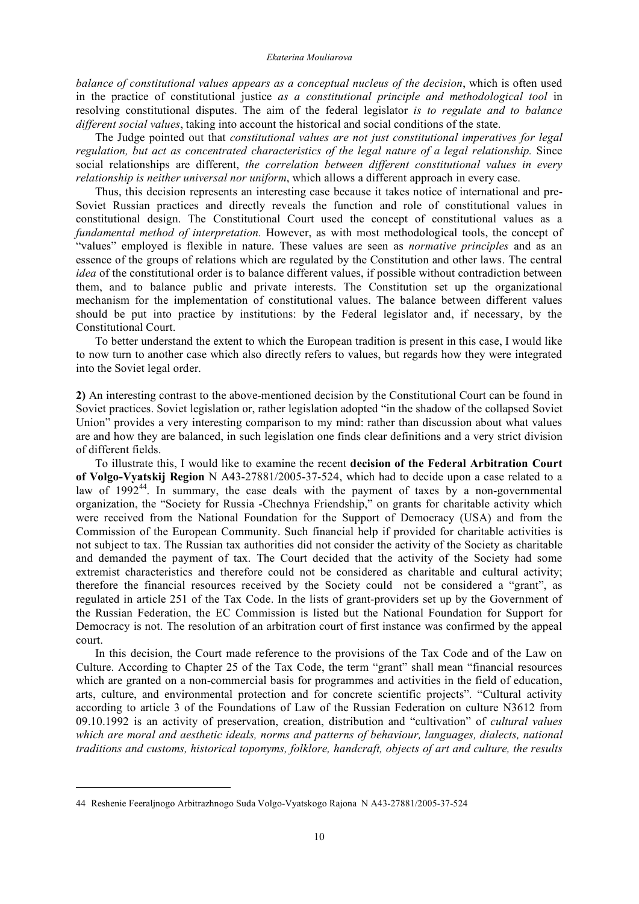*balance of constitutional values appears as a conceptual nucleus of the decision*, which is often used in the practice of constitutional justice *as a constitutional principle and methodological tool* in resolving constitutional disputes. The aim of the federal legislator *is to regulate and to balance different social values*, taking into account the historical and social conditions of the state.

The Judge pointed out that *constitutional values are not just constitutional imperatives for legal regulation, but act as concentrated characteristics of the legal nature of a legal relationship.* Since social relationships are different, *the correlation between different constitutional values in every relationship is neither universal nor uniform*, which allows a different approach in every case.

Thus, this decision represents an interesting case because it takes notice of international and pre-Soviet Russian practices and directly reveals the function and role of constitutional values in constitutional design. The Constitutional Court used the concept of constitutional values as a *fundamental method of interpretation.* However, as with most methodological tools, the concept of "values" employed is flexible in nature. These values are seen as *normative principles* and as an essence of the groups of relations which are regulated by the Constitution and other laws. The central *idea* of the constitutional order is to balance different values, if possible without contradiction between them, and to balance public and private interests. The Constitution set up the organizational mechanism for the implementation of constitutional values. The balance between different values should be put into practice by institutions: by the Federal legislator and, if necessary, by the Constitutional Court.

To better understand the extent to which the European tradition is present in this case, I would like to now turn to another case which also directly refers to values, but regards how they were integrated into the Soviet legal order.

**2)** An interesting contrast to the above-mentioned decision by the Constitutional Court can be found in Soviet practices. Soviet legislation or, rather legislation adopted "in the shadow of the collapsed Soviet Union" provides a very interesting comparison to my mind: rather than discussion about what values are and how they are balanced, in such legislation one finds clear definitions and a very strict division of different fields.

To illustrate this, I would like to examine the recent **decision of the Federal Arbitration Court of Volgo-Vyatskij Region** N A43-27881/2005-37-524, which had to decide upon a case related to a law of 1992[44]. In summary, the case deals with the payment of taxes by a non-governmental organization, the "Society for Russia -Chechnya Friendship," on grants for charitable activity which were received from the National Foundation for the Support of Democracy (USA) and from the Commission of the European Community. Such financial help if provided for charitable activities is not subject to tax. The Russian tax authorities did not consider the activity of the Society as charitable and demanded the payment of tax. The Court decided that the activity of the Society had some extremist characteristics and therefore could not be considered as charitable and cultural activity; therefore the financial resources received by the Society could not be considered a "grant", as regulated in article 251 of the Tax Code. In the lists of grant-providers set up by the Government of the Russian Federation, the EC Commission is listed but the National Foundation for Support for Democracy is not. The resolution of an arbitration court of first instance was confirmed by the appeal court.

In this decision, the Court made reference to the provisions of the Tax Code and of the Law on Culture. According to Chapter 25 of the Tax Code, the term "grant" shall mean "financial resources which are granted on a non-commercial basis for programmes and activities in the field of education, arts, culture, and environmental protection and for concrete scientific projects". "Cultural activity according to article 3 of the Foundations of Law of the Russian Federation on culture N3612 from 09.10.1992 is an activity of preservation, creation, distribution and "cultivation" of *cultural values which are moral and aesthetic ideals, norms and patterns of behaviour, languages, dialects, national traditions and customs, historical toponyms, folklore, handcraft, objects of art and culture, the results*

---

44 Reshenie Feeraljnogo Arbitrazhnogo Suda Volgo-Vyatskogo Rajona N A43-27881/2005-37-524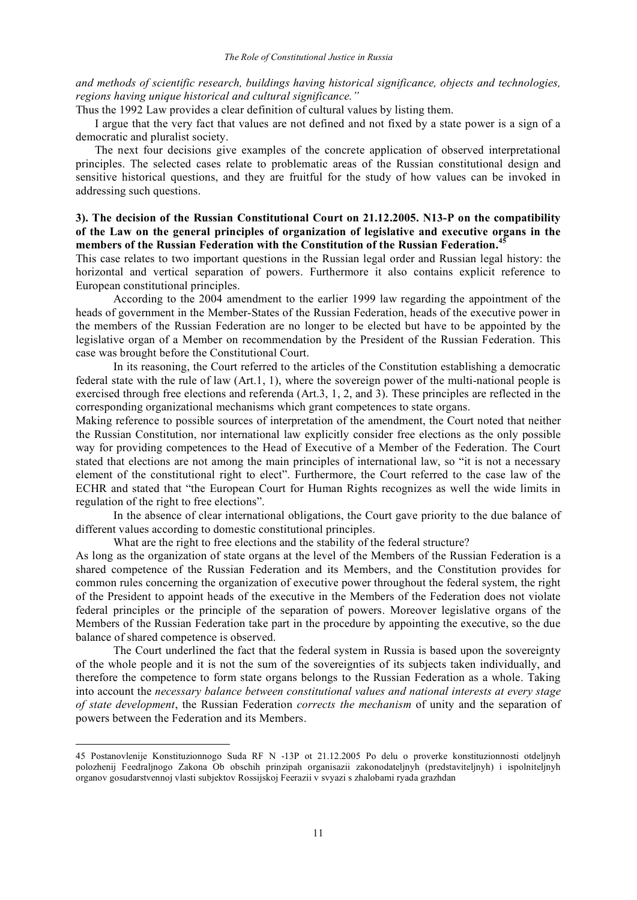*and methods of scientific research, buildings having historical significance, objects and technologies, regions having unique historical and cultural significance."*

Thus the 1992 Law provides a clear definition of cultural values by listing them.

I argue that the very fact that values are not defined and not fixed by a state power is a sign of a democratic and pluralist society.

The next four decisions give examples of the concrete application of observed interpretational principles. The selected cases relate to problematic areas of the Russian constitutional design and sensitive historical questions, and they are fruitful for the study of how values can be invoked in addressing such questions.

**3). The decision of the Russian Constitutional Court on 21.12.2005. N13-P on the compatibility of the Law on the general principles of organization of legislative and executive organs in the members of the Russian Federation with the Constitution of the Russian Federation.[45]**

This case relates to two important questions in the Russian legal order and Russian legal history: the horizontal and vertical separation of powers. Furthermore it also contains explicit reference to European constitutional principles.

According to the 2004 amendment to the earlier 1999 law regarding the appointment of the heads of government in the Member-States of the Russian Federation, heads of the executive power in the members of the Russian Federation are no longer to be elected but have to be appointed by the legislative organ of a Member on recommendation by the President of the Russian Federation. This case was brought before the Constitutional Court.

In its reasoning, the Court referred to the articles of the Constitution establishing a democratic federal state with the rule of law (Art.1, 1), where the sovereign power of the multi-national people is exercised through free elections and referenda (Art.3, 1, 2, and 3). These principles are reflected in the corresponding organizational mechanisms which grant competences to state organs.

Making reference to possible sources of interpretation of the amendment, the Court noted that neither the Russian Constitution, nor international law explicitly consider free elections as the only possible way for providing competences to the Head of Executive of a Member of the Federation. The Court stated that elections are not among the main principles of international law, so "it is not a necessary element of the constitutional right to elect". Furthermore, the Court referred to the case law of the ECHR and stated that "the European Court for Human Rights recognizes as well the wide limits in regulation of the right to free elections".

In the absence of clear international obligations, the Court gave priority to the due balance of different values according to domestic constitutional principles.

What are the right to free elections and the stability of the federal structure?

As long as the organization of state organs at the level of the Members of the Russian Federation is a shared competence of the Russian Federation and its Members, and the Constitution provides for common rules concerning the organization of executive power throughout the federal system, the right of the President to appoint heads of the executive in the Members of the Federation does not violate federal principles or the principle of the separation of powers. Moreover legislative organs of the Members of the Russian Federation take part in the procedure by appointing the executive, so the due balance of shared competence is observed.

The Court underlined the fact that the federal system in Russia is based upon the sovereignty of the whole people and it is not the sum of the sovereignties of its subjects taken individually, and therefore the competence to form state organs belongs to the Russian Federation as a whole. Taking into account the *necessary balance between constitutional values and national interests at every stage of state development*, the Russian Federation *corrects the mechanism* of unity and the separation of powers between the Federation and its Members.

---

45 Postanovlenije Konstituzionnogo Suda RF N -13P ot 21.12.2005 Po delu o proverke konstituzionnosti otdeljnyh polozhenij Feedraljnogo Zakona Ob obschih prinzipah organisazii zakonodateljnyh (predstaviteljnyh) i ispolniteljnyh organov gosudarstvennoj vlasti subjektov Rossijskoj Feerazii v svyazi s zhalobami ryada grazhdan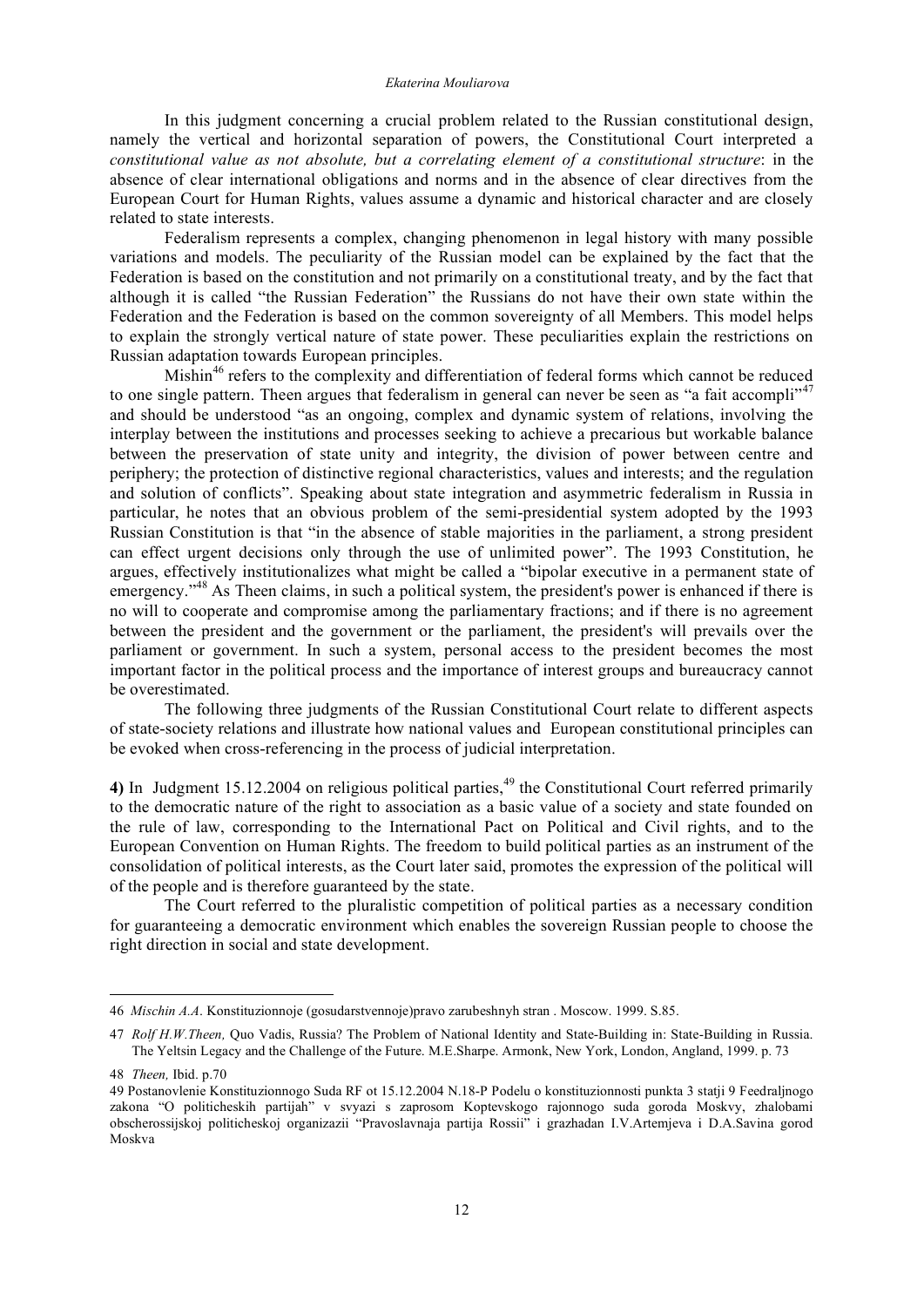In this judgment concerning a crucial problem related to the Russian constitutional design, namely the vertical and horizontal separation of powers, the Constitutional Court interpreted a *constitutional value as not absolute, but a correlating element of a constitutional structure*: in the absence of clear international obligations and norms and in the absence of clear directives from the European Court for Human Rights, values assume a dynamic and historical character and are closely related to state interests.

Federalism represents a complex, changing phenomenon in legal history with many possible variations and models. The peculiarity of the Russian model can be explained by the fact that the Federation is based on the constitution and not primarily on a constitutional treaty, and by the fact that although it is called "the Russian Federation" the Russians do not have their own state within the Federation and the Federation is based on the common sovereignty of all Members. This model helps to explain the strongly vertical nature of state power. These peculiarities explain the restrictions on Russian adaptation towards European principles.

Mishin[46] refers to the complexity and differentiation of federal forms which cannot be reduced to one single pattern. Theen argues that federalism in general can never be seen as "a fait accompli"[47] and should be understood "as an ongoing, complex and dynamic system of relations, involving the interplay between the institutions and processes seeking to achieve a precarious but workable balance between the preservation of state unity and integrity, the division of power between centre and periphery; the protection of distinctive regional characteristics, values and interests; and the regulation and solution of conflicts". Speaking about state integration and asymmetric federalism in Russia in particular, he notes that an obvious problem of the semi-presidential system adopted by the 1993 Russian Constitution is that "in the absence of stable majorities in the parliament, a strong president can effect urgent decisions only through the use of unlimited power". The 1993 Constitution, he argues, effectively institutionalizes what might be called a "bipolar executive in a permanent state of emergency."[48] As Theen claims, in such a political system, the president's power is enhanced if there is no will to cooperate and compromise among the parliamentary fractions; and if there is no agreement between the president and the government or the parliament, the president's will prevails over the parliament or government. In such a system, personal access to the president becomes the most important factor in the political process and the importance of interest groups and bureaucracy cannot be overestimated.

The following three judgments of the Russian Constitutional Court relate to different aspects of state-society relations and illustrate how national values and European constitutional principles can be evoked when cross-referencing in the process of judicial interpretation.

**4)** In Judgment 15.12.2004 on religious political parties,[49] the Constitutional Court referred primarily to the democratic nature of the right to association as a basic value of a society and state founded on the rule of law, corresponding to the International Pact on Political and Civil rights, and to the European Convention on Human Rights. The freedom to build political parties as an instrument of the consolidation of political interests, as the Court later said, promotes the expression of the political will of the people and is therefore guaranteed by the state.

The Court referred to the pluralistic competition of political parties as a necessary condition for guaranteeing a democratic environment which enables the sovereign Russian people to choose the right direction in social and state development.

---

46 *Mischin A.A*. Konstituzionnoje (gosudarstvennoje)pravo zarubeshnyh stran . Moscow. 1999. S.85.

47 *Rolf H.W.Theen,* Quo Vadis, Russia? The Problem of National Identity and State-Building in: State-Building in Russia. The Yeltsin Legacy and the Challenge of the Future. M.E.Sharpe. Armonk, New York, London, Angland, 1999. p. 73

48 *Theen,* Ibid. p.70

49 Postanovlenie Konstituzionnogo Suda RF ot 15.12.2004 N.18-P Podelu o konstituzionnosti punkta 3 statji 9 Feedraljnogo zakona "O politicheskih partijah" v svyazi s zaprosom Koptevskogo rajonnogo suda goroda Moskvy, zhalobami obscherossijskoj politicheskoj organizazii "Pravoslavnaja partija Rossii" i grazhadan I.V.Artemjeva i D.A.Savina gorod Moskva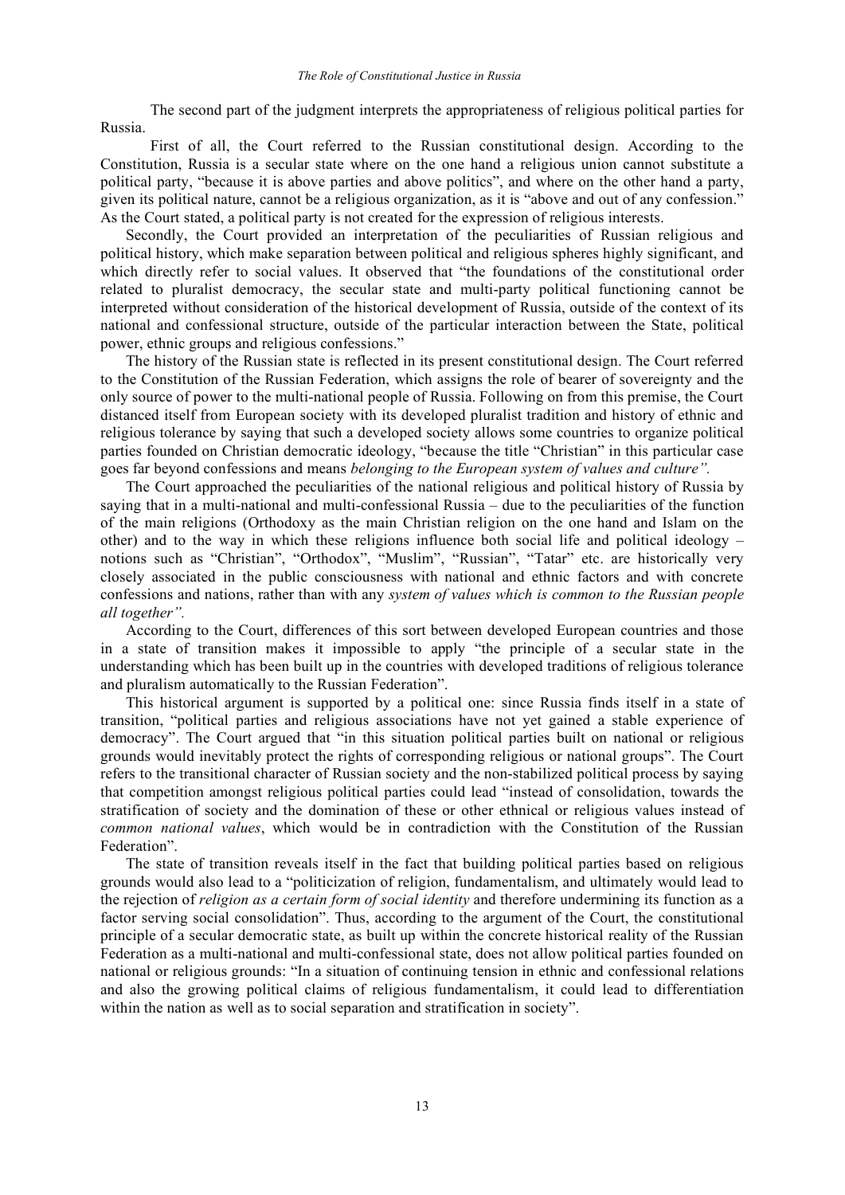The second part of the judgment interprets the appropriateness of religious political parties for Russia.

First of all, the Court referred to the Russian constitutional design. According to the Constitution, Russia is a secular state where on the one hand a religious union cannot substitute a political party, "because it is above parties and above politics", and where on the other hand a party, given its political nature, cannot be a religious organization, as it is "above and out of any confession." As the Court stated, a political party is not created for the expression of religious interests.

Secondly, the Court provided an interpretation of the peculiarities of Russian religious and political history, which make separation between political and religious spheres highly significant, and which directly refer to social values. It observed that "the foundations of the constitutional order related to pluralist democracy, the secular state and multi-party political functioning cannot be interpreted without consideration of the historical development of Russia, outside of the context of its national and confessional structure, outside of the particular interaction between the State, political power, ethnic groups and religious confessions."

The history of the Russian state is reflected in its present constitutional design. The Court referred to the Constitution of the Russian Federation, which assigns the role of bearer of sovereignty and the only source of power to the multi-national people of Russia. Following on from this premise, the Court distanced itself from European society with its developed pluralist tradition and history of ethnic and religious tolerance by saying that such a developed society allows some countries to organize political parties founded on Christian democratic ideology, "because the title "Christian" in this particular case goes far beyond confessions and means *belonging to the European system of values and culture".*

The Court approached the peculiarities of the national religious and political history of Russia by saying that in a multi-national and multi-confessional Russia – due to the peculiarities of the function of the main religions (Orthodoxy as the main Christian religion on the one hand and Islam on the other) and to the way in which these religions influence both social life and political ideology – notions such as "Christian", "Orthodox", "Muslim", "Russian", "Tatar" etc. are historically very closely associated in the public consciousness with national and ethnic factors and with concrete confessions and nations, rather than with any *system of values which is common to the Russian people all together".*

According to the Court, differences of this sort between developed European countries and those in a state of transition makes it impossible to apply "the principle of a secular state in the understanding which has been built up in the countries with developed traditions of religious tolerance and pluralism automatically to the Russian Federation".

This historical argument is supported by a political one: since Russia finds itself in a state of transition, "political parties and religious associations have not yet gained a stable experience of democracy". The Court argued that "in this situation political parties built on national or religious grounds would inevitably protect the rights of corresponding religious or national groups". The Court refers to the transitional character of Russian society and the non-stabilized political process by saying that competition amongst religious political parties could lead "instead of consolidation, towards the stratification of society and the domination of these or other ethnical or religious values instead of *common national values*, which would be in contradiction with the Constitution of the Russian Federation".

The state of transition reveals itself in the fact that building political parties based on religious grounds would also lead to a "politicization of religion, fundamentalism, and ultimately would lead to the rejection of *religion as a certain form of social identity* and therefore undermining its function as a factor serving social consolidation". Thus, according to the argument of the Court, the constitutional principle of a secular democratic state, as built up within the concrete historical reality of the Russian Federation as a multi-national and multi-confessional state, does not allow political parties founded on national or religious grounds: "In a situation of continuing tension in ethnic and confessional relations and also the growing political claims of religious fundamentalism, it could lead to differentiation within the nation as well as to social separation and stratification in society".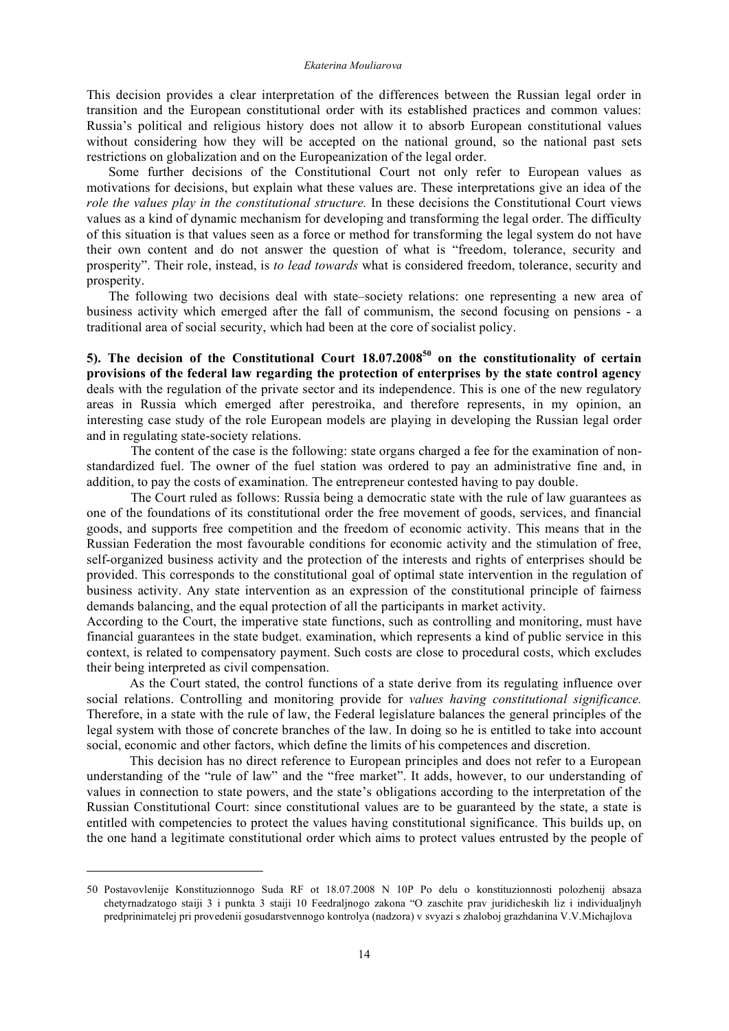This decision provides a clear interpretation of the differences between the Russian legal order in transition and the European constitutional order with its established practices and common values: Russia's political and religious history does not allow it to absorb European constitutional values without considering how they will be accepted on the national ground, so the national past sets restrictions on globalization and on the Europeanization of the legal order.

Some further decisions of the Constitutional Court not only refer to European values as motivations for decisions, but explain what these values are. These interpretations give an idea of the *role the values play in the constitutional structure.* In these decisions the Constitutional Court views values as a kind of dynamic mechanism for developing and transforming the legal order. The difficulty of this situation is that values seen as a force or method for transforming the legal system do not have their own content and do not answer the question of what is "freedom, tolerance, security and prosperity". Their role, instead, is *to lead towards* what is considered freedom, tolerance, security and prosperity.

The following two decisions deal with state–society relations: one representing a new area of business activity which emerged after the fall of communism, the second focusing on pensions - a traditional area of social security, which had been at the core of socialist policy.

**5). The decision of the Constitutional Court 18.07.2008[50] on the constitutionality of certain provisions of the federal law regarding the protection of enterprises by the state control agency** deals with the regulation of the private sector and its independence. This is one of the new regulatory areas in Russia which emerged after perestroika, and therefore represents, in my opinion, an interesting case study of the role European models are playing in developing the Russian legal order and in regulating state-society relations.

The content of the case is the following: state organs charged a fee for the examination of non-standardized fuel. The owner of the fuel station was ordered to pay an administrative fine and, in addition, to pay the costs of examination. The entrepreneur contested having to pay double.

The Court ruled as follows: Russia being a democratic state with the rule of law guarantees as one of the foundations of its constitutional order the free movement of goods, services, and financial goods, and supports free competition and the freedom of economic activity. This means that in the Russian Federation the most favourable conditions for economic activity and the stimulation of free, self-organized business activity and the protection of the interests and rights of enterprises should be provided. This corresponds to the constitutional goal of optimal state intervention in the regulation of business activity. Any state intervention as an expression of the constitutional principle of fairness demands balancing, and the equal protection of all the participants in market activity.

According to the Court, the imperative state functions, such as controlling and monitoring, must have financial guarantees in the state budget. examination, which represents a kind of public service in this context, is related to compensatory payment. Such costs are close to procedural costs, which excludes their being interpreted as civil compensation.

As the Court stated, the control functions of a state derive from its regulating influence over social relations. Controlling and monitoring provide for *values having constitutional significance.* Therefore, in a state with the rule of law, the Federal legislature balances the general principles of the legal system with those of concrete branches of the law. In doing so he is entitled to take into account social, economic and other factors, which define the limits of his competences and discretion.

This decision has no direct reference to European principles and does not refer to a European understanding of the "rule of law" and the "free market". It adds, however, to our understanding of values in connection to state powers, and the state's obligations according to the interpretation of the Russian Constitutional Court: since constitutional values are to be guaranteed by the state, a state is entitled with competencies to protect the values having constitutional significance. This builds up, on the one hand a legitimate constitutional order which aims to protect values entrusted by the people of

---

50 Postavovlenije Konstituzionnogo Suda RF ot 18.07.2008 N 10P Po delu o konstituzionnosti polozhenij absaza chetyrnadzatogo staiji 3 i punkta 3 staiji 10 Feedraljnogo zakona "O zaschite prav juridicheskih liz i individualjnyh predprinimatelej pri provedenii gosudarstvennogo kontrolya (nadzora) v svyazi s zhaloboj grazhdanina V.V.Michajlova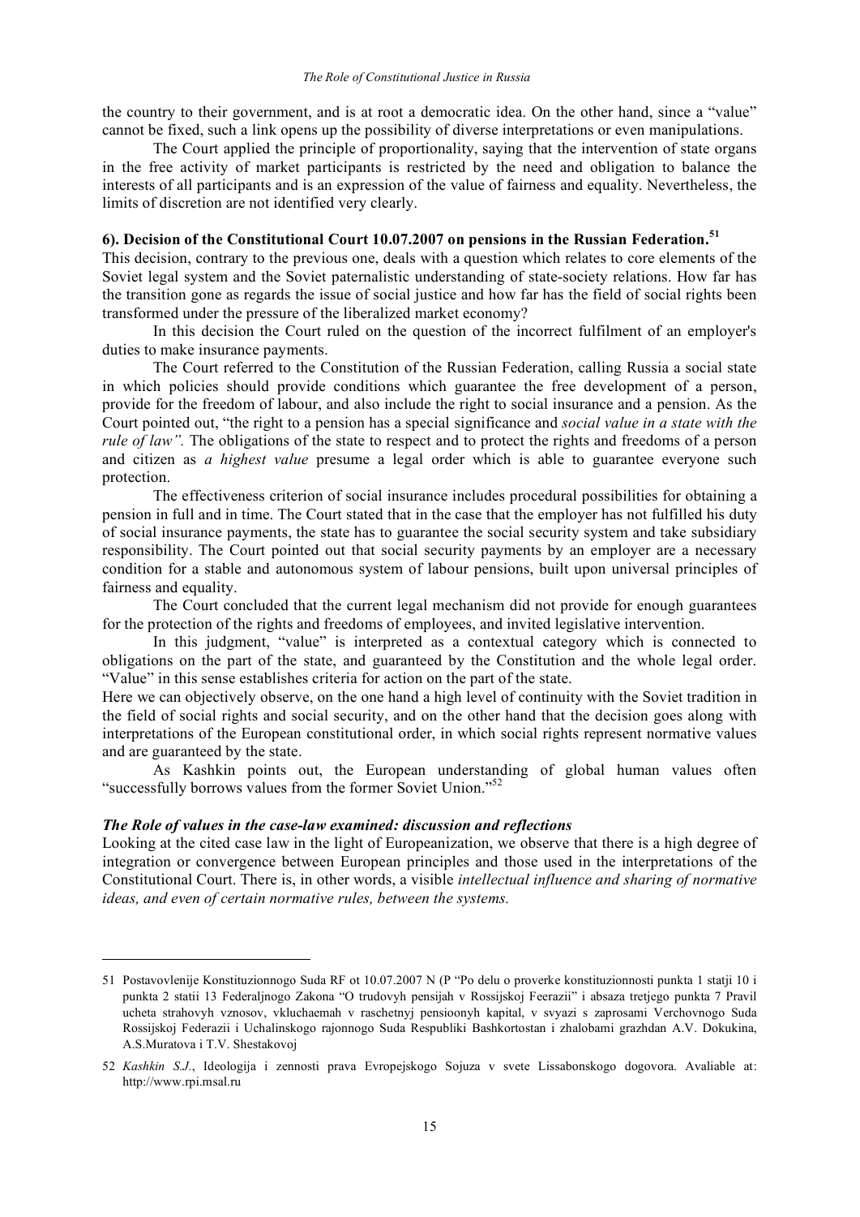the country to their government, and is at root a democratic idea. On the other hand, since a "value" cannot be fixed, such a link opens up the possibility of diverse interpretations or even manipulations.

The Court applied the principle of proportionality, saying that the intervention of state organs in the free activity of market participants is restricted by the need and obligation to balance the interests of all participants and is an expression of the value of fairness and equality. Nevertheless, the limits of discretion are not identified very clearly.

**6). Decision of the Constitutional Court 10.07.2007 on pensions in the Russian Federation.[51]**

This decision, contrary to the previous one, deals with a question which relates to core elements of the Soviet legal system and the Soviet paternalistic understanding of state-society relations. How far has the transition gone as regards the issue of social justice and how far has the field of social rights been transformed under the pressure of the liberalized market economy?

In this decision the Court ruled on the question of the incorrect fulfilment of an employer's duties to make insurance payments.

The Court referred to the Constitution of the Russian Federation, calling Russia a social state in which policies should provide conditions which guarantee the free development of a person, provide for the freedom of labour, and also include the right to social insurance and a pension. As the Court pointed out, "the right to a pension has a special significance and *social value in a state with the rule of law".* The obligations of the state to respect and to protect the rights and freedoms of a person and citizen as *a highest value* presume a legal order which is able to guarantee everyone such protection.

The effectiveness criterion of social insurance includes procedural possibilities for obtaining a pension in full and in time. The Court stated that in the case that the employer has not fulfilled his duty of social insurance payments, the state has to guarantee the social security system and take subsidiary responsibility. The Court pointed out that social security payments by an employer are a necessary condition for a stable and autonomous system of labour pensions, built upon universal principles of fairness and equality.

The Court concluded that the current legal mechanism did not provide for enough guarantees for the protection of the rights and freedoms of employees, and invited legislative intervention.

In this judgment, "value" is interpreted as a contextual category which is connected to obligations on the part of the state, and guaranteed by the Constitution and the whole legal order. "Value" in this sense establishes criteria for action on the part of the state.

Here we can objectively observe, on the one hand a high level of continuity with the Soviet tradition in the field of social rights and social security, and on the other hand that the decision goes along with interpretations of the European constitutional order, in which social rights represent normative values and are guaranteed by the state.

As Kashkin points out, the European understanding of global human values often "successfully borrows values from the former Soviet Union."[52]

***The Role of values in the case-law examined: discussion and reflections***

Looking at the cited case law in the light of Europeanization, we observe that there is a high degree of integration or convergence between European principles and those used in the interpretations of the Constitutional Court. There is, in other words, a visible *intellectual influence and sharing of normative ideas, and even of certain normative rules, between the systems.*

---

51 Postavovlenije Konstituzionnogo Suda RF ot 10.07.2007 N (P "Po delu o proverke konstituzionnosti punkta 1 statji 10 i punkta 2 statii 13 Federaljnogo Zakona "O trudovyh pensijah v Rossijskoj Feerazii" i absaza tretjego punkta 7 Pravil ucheta strahovyh vznosov, vkluchaemah v raschetnyj pensioonyh kapital, v svyazi s zaprosami Verchovnogo Suda Rossijskoj Federazii i Uchalinskogo rajonnogo Suda Respubliki Bashkortostan i zhalobami grazhdan A.V. Dokukina, A.S.Muratova i T.V. Shestakovoj

52 *Kashkin S.J.*, Ideologija i zennosti prava Evropejskogo Sojuza v svete Lissabonskogo dogovora. Avaliable at: http://www.rpi.msal.ru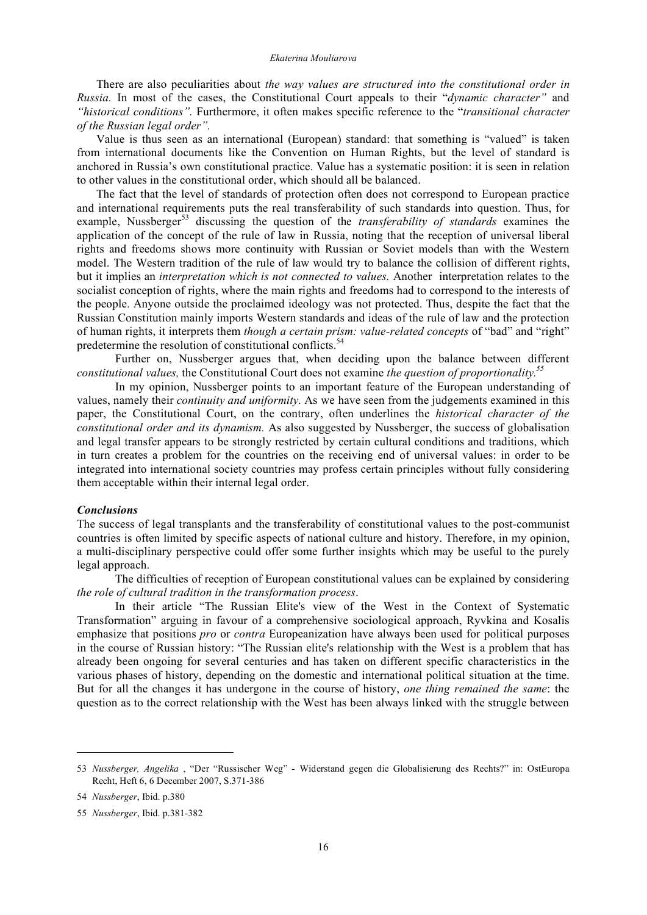There are also peculiarities about *the way values are structured into the constitutional order in Russia.* In most of the cases, the Constitutional Court appeals to their "*dynamic character"* and *"historical conditions".* Furthermore, it often makes specific reference to the "*transitional character of the Russian legal order".*

Value is thus seen as an international (European) standard: that something is "valued" is taken from international documents like the Convention on Human Rights, but the level of standard is anchored in Russia's own constitutional practice. Value has a systematic position: it is seen in relation to other values in the constitutional order, which should all be balanced.

The fact that the level of standards of protection often does not correspond to European practice and international requirements puts the real transferability of such standards into question. Thus, for example, Nussberger[53] discussing the question of the *transferability of standards* examines the application of the concept of the rule of law in Russia, noting that the reception of universal liberal rights and freedoms shows more continuity with Russian or Soviet models than with the Western model. The Western tradition of the rule of law would try to balance the collision of different rights, but it implies an *interpretation which is not connected to values.* Another interpretation relates to the socialist conception of rights, where the main rights and freedoms had to correspond to the interests of the people. Anyone outside the proclaimed ideology was not protected. Thus, despite the fact that the Russian Constitution mainly imports Western standards and ideas of the rule of law and the protection of human rights, it interprets them *though a certain prism: value-related concepts* of "bad" and "right" predetermine the resolution of constitutional conflicts.[54]

Further on, Nussberger argues that, when deciding upon the balance between different *constitutional values,* the Constitutional Court does not examine *the question of proportionality.*[55]

In my opinion, Nussberger points to an important feature of the European understanding of values, namely their *continuity and uniformity.* As we have seen from the judgements examined in this paper, the Constitutional Court, on the contrary, often underlines the *historical character of the constitutional order and its dynamism.* As also suggested by Nussberger, the success of globalisation and legal transfer appears to be strongly restricted by certain cultural conditions and traditions, which in turn creates a problem for the countries on the receiving end of universal values: in order to be integrated into international society countries may profess certain principles without fully considering them acceptable within their internal legal order.

### *Conclusions*

The success of legal transplants and the transferability of constitutional values to the post-communist countries is often limited by specific aspects of national culture and history. Therefore, in my opinion, a multi-disciplinary perspective could offer some further insights which may be useful to the purely legal approach.

The difficulties of reception of European constitutional values can be explained by considering *the role of cultural tradition in the transformation process*.

In their article "The Russian Elite's view of the West in the Context of Systematic Transformation" arguing in favour of a comprehensive sociological approach, Ryvkina and Kosalis emphasize that positions *pro* or *contra* Europeanization have always been used for political purposes in the course of Russian history: "The Russian elite's relationship with the West is a problem that has already been ongoing for several centuries and has taken on different specific characteristics in the various phases of history, depending on the domestic and international political situation at the time. But for all the changes it has undergone in the course of history, *one thing remained the same*: the question as to the correct relationship with the West has been always linked with the struggle between

---

53 *Nussberger, Angelika* , "Der "Russischer Weg" - Widerstand gegen die Globalisierung des Rechts?" in: OstEuropa Recht, Heft 6, 6 December 2007, S.371-386

54 *Nussberger*, Ibid. p.380

55 *Nussberger*, Ibid. p.381-382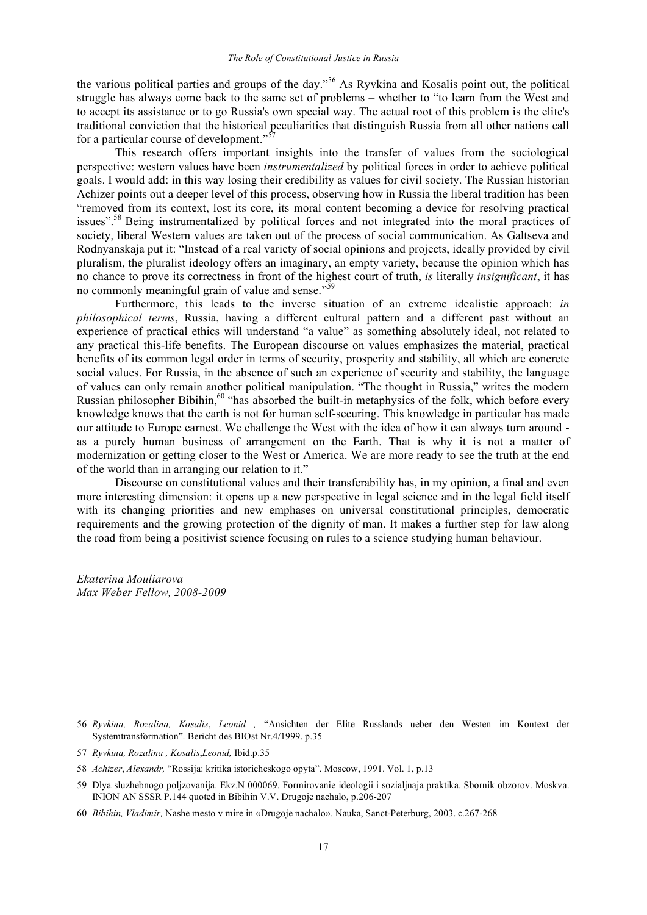the various political parties and groups of the day."[56] As Ryvkina and Kosalis point out, the political struggle has always come back to the same set of problems – whether to "to learn from the West and to accept its assistance or to go Russia's own special way. The actual root of this problem is the elite's traditional conviction that the historical peculiarities that distinguish Russia from all other nations call for a particular course of development."[57]

This research offers important insights into the transfer of values from the sociological perspective: western values have been *instrumentalized* by political forces in order to achieve political goals. I would add: in this way losing their credibility as values for civil society. The Russian historian Achizer points out a deeper level of this process, observing how in Russia the liberal tradition has been "removed from its context, lost its core, its moral content becoming a device for resolving practical issues".[58] Being instrumentalized by political forces and not integrated into the moral practices of society, liberal Western values are taken out of the process of social communication. As Galtseva and Rodnyanskaja put it: "Instead of a real variety of social opinions and projects, ideally provided by civil pluralism, the pluralist ideology offers an imaginary, an empty variety, because the opinion which has no chance to prove its correctness in front of the highest court of truth, *is* literally *insignificant*, it has no commonly meaningful grain of value and sense."[59]

Furthermore, this leads to the inverse situation of an extreme idealistic approach: *in philosophical terms*, Russia, having a different cultural pattern and a different past without an experience of practical ethics will understand "a value" as something absolutely ideal, not related to any practical this-life benefits. The European discourse on values emphasizes the material, practical benefits of its common legal order in terms of security, prosperity and stability, all which are concrete social values. For Russia, in the absence of such an experience of security and stability, the language of values can only remain another political manipulation. "The thought in Russia," writes the modern Russian philosopher Bibihin,[60] "has absorbed the built-in metaphysics of the folk, which before every knowledge knows that the earth is not for human self-securing. This knowledge in particular has made our attitude to Europe earnest. We challenge the West with the idea of how it can always turn around - as a purely human business of arrangement on the Earth. That is why it is not a matter of modernization or getting closer to the West or America. We are more ready to see the truth at the end of the world than in arranging our relation to it."

Discourse on constitutional values and their transferability has, in my opinion, a final and even more interesting dimension: it opens up a new perspective in legal science and in the legal field itself with its changing priorities and new emphases on universal constitutional principles, democratic requirements and the growing protection of the dignity of man. It makes a further step for law along the road from being a positivist science focusing on rules to a science studying human behaviour.

*Ekaterina Mouliarova*
*Max Weber Fellow, 2008-2009*

---

56 *Ryvkina, Rozalina, Kosalis*, *Leonid* , "Ansichten der Elite Russlands ueber den Westen im Kontext der Systemtransformation". Bericht des BIOst Nr.4/1999. p.35

57 *Ryvkina, Rozalina , Kosalis*,*Leonid,* Ibid.p.35

58 *Achizer*, *Alexandr,* "Rossija: kritika istoricheskogo opyta". Moscow, 1991. Vol. 1, p.13

59 Dlya sluzhebnogo poljzovanija. Ekz.N 000069. Formirovanie ideologii i sozialjnaja praktika. Sbornik obzorov. Moskva. INION AN SSSR P.144 quoted in Bibihin V.V. Drugoje nachalo, p.206-207

60 *Bibihin, Vladimir,* Nashe mesto v mire in «Drugoje nachalo». Nauka, Sanct-Peterburg, 2003. c.267-268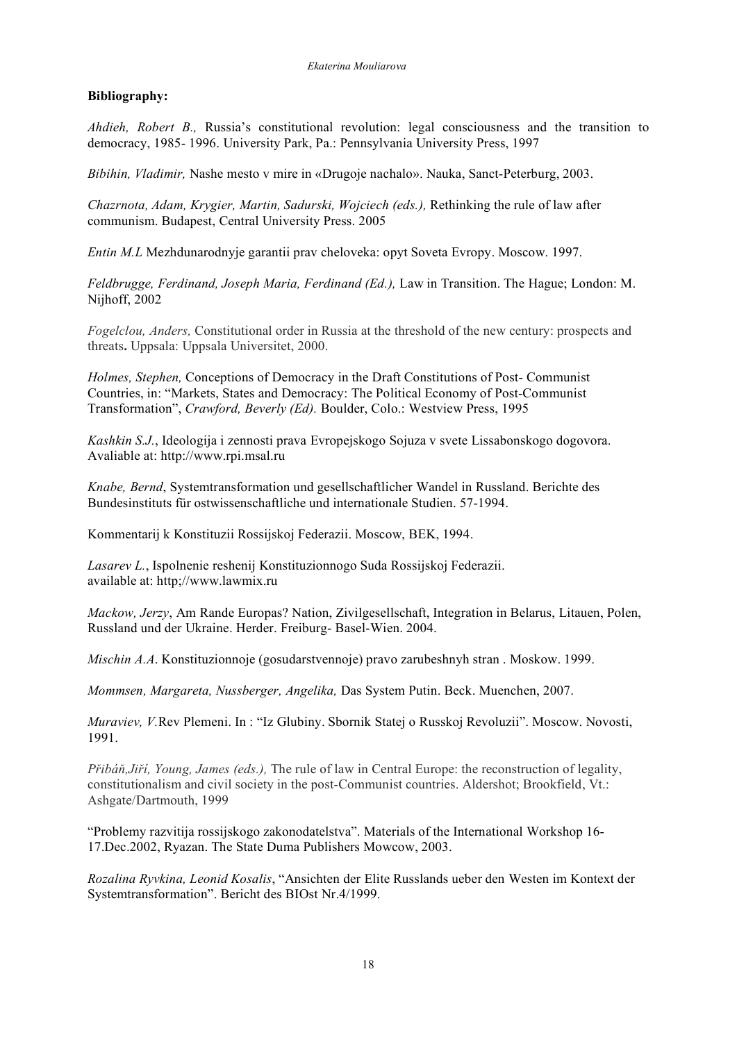**Bibliography:**

*Ahdieh, Robert B.,* Russia's constitutional revolution: legal consciousness and the transition to democracy, 1985- 1996. University Park, Pa.: Pennsylvania University Press, 1997

*Bibihin, Vladimir,* Nashe mesto v mire in «Drugoje nachalo». Nauka, Sanct-Peterburg, 2003.

*Chazrnota, Adam, Krygier, Martin, Sadurski, Wojciech (eds.),* Rethinking the rule of law after communism. Budapest, Central University Press. 2005

*Entin M.L* Mezhdunarodnyje garantii prav cheloveka: opyt Soveta Evropy. Moscow. 1997.

*Feldbrugge, Ferdinand, Joseph Maria, Ferdinand (Ed.),* Law in Transition. The Hague; London: M. Nijhoff, 2002

*Fogelclou, Anders,* Constitutional order in Russia at the threshold of the new century: prospects and threats**.** Uppsala: Uppsala Universitet, 2000.

*Holmes, Stephen,* Conceptions of Democracy in the Draft Constitutions of Post- Communist Countries, in: "Markets, States and Democracy: The Political Economy of Post-Communist Transformation", *Crawford, Beverly (Ed).* Boulder, Colo.: Westview Press, 1995

*Kashkin S.J.*, Ideologija i zennosti prava Evropejskogo Sojuza v svete Lissabonskogo dogovora. Avaliable at: http://www.rpi.msal.ru

*Knabe, Bernd*, Systemtransformation und gesellschaftlicher Wandel in Russland. Berichte des Bundesinstituts für ostwissenschaftliche und internationale Studien. 57-1994.

Kommentarij k Konstituzii Rossijskoj Federazii. Moscow, BEK, 1994.

*Lasarev L.*, Ispolnenie reshenij Konstituzionnogo Suda Rossijskoj Federazii. available at: http;//www.lawmix.ru

*Mackow, Jerzy*, Am Rande Europas? Nation, Zivilgesellschaft, Integration in Belarus, Litauen, Polen, Russland und der Ukraine. Herder. Freiburg- Basel-Wien. 2004.

*Mischin A.A*. Konstituzionnoje (gosudarstvennoje) pravo zarubeshnyh stran . Moskow. 1999.

*Mommsen, Margareta, Nussberger, Angelika,* Das System Putin. Beck. Muenchen, 2007.

*Muraviev, V.*Rev Plemeni. In : "Iz Glubiny. Sbornik Statej o Russkoj Revoluzii". Moscow. Novosti, 1991.

*Přibáň,Jiří, Young, James (eds.),* The rule of law in Central Europe: the reconstruction of legality, constitutionalism and civil society in the post-Communist countries. Aldershot; Brookfield, Vt.: Ashgate/Dartmouth, 1999

"Problemy razvitija rossijskogo zakonodatelstva". Materials of the International Workshop 16-17.Dec.2002, Ryazan. The State Duma Publishers Mowcow, 2003.

*Rozalina Ryvkina, Leonid Kosalis*, "Ansichten der Elite Russlands ueber den Westen im Kontext der Systemtransformation". Bericht des BIOst Nr.4/1999.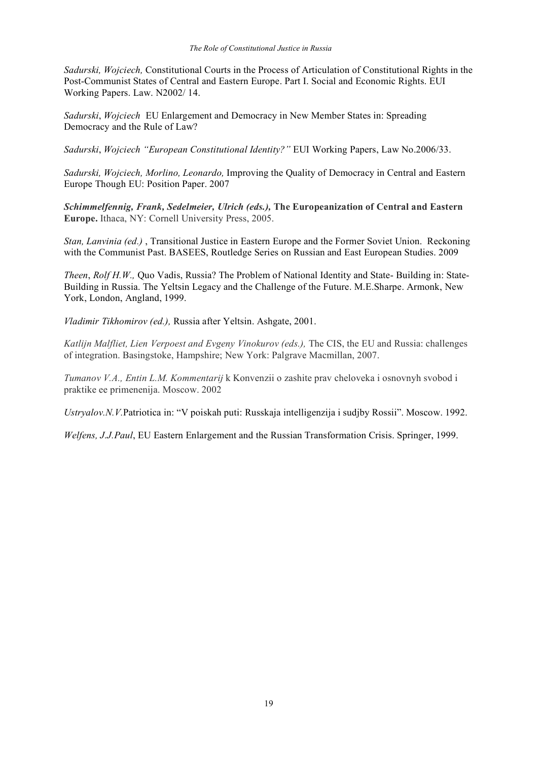*Sadurski, Wojciech,* Constitutional Courts in the Process of Articulation of Constitutional Rights in the Post-Communist States of Central and Eastern Europe. Part I. Social and Economic Rights. EUI Working Papers. Law. N2002/ 14.

*Sadurski*, *Wojciech* EU Enlargement and Democracy in New Member States in: Spreading Democracy and the Rule of Law?

*Sadurski*, *Wojciech "European Constitutional Identity?"* EUI Working Papers, Law No.2006/33.

*Sadurski, Wojciech, Morlino, Leonardo,* Improving the Quality of Democracy in Central and Eastern Europe Though EU: Position Paper. 2007

***Schimmelfennig, Frank, Sedelmeier, Ulrich (eds.),*** **The Europeanization of Central and Eastern Europe.** Ithaca, NY: Cornell University Press, 2005.

*Stan, Lanvinia (ed.)* , Transitional Justice in Eastern Europe and the Former Soviet Union. Reckoning with the Communist Past. BASEES, Routledge Series on Russian and East European Studies. 2009

*Theen*, *Rolf H.W.,* Quo Vadis, Russia? The Problem of National Identity and State- Building in: State-Building in Russia. The Yeltsin Legacy and the Challenge of the Future. M.E.Sharpe. Armonk, New York, London, Angland, 1999.

*Vladimir Tikhomirov (ed.),* Russia after Yeltsin. Ashgate, 2001.

*Katlijn Malfliet, Lien Verpoest and Evgeny Vinokurov (eds.),* The CIS, the EU and Russia: challenges of integration. Basingstoke, Hampshire; New York: Palgrave Macmillan, 2007.

*Tumanov V.A., Entin L.M. Kommentarij* k Konvenzii o zashite prav cheloveka i osnovnyh svobod i praktike ee primenenija. Moscow. 2002

*Ustryalov.N.V.*Patriotica in: "V poiskah puti: Russkaja intelligenzija i sudjby Rossii". Moscow. 1992.

*Welfens, J.J.Paul*, EU Eastern Enlargement and the Russian Transformation Crisis. Springer, 1999.